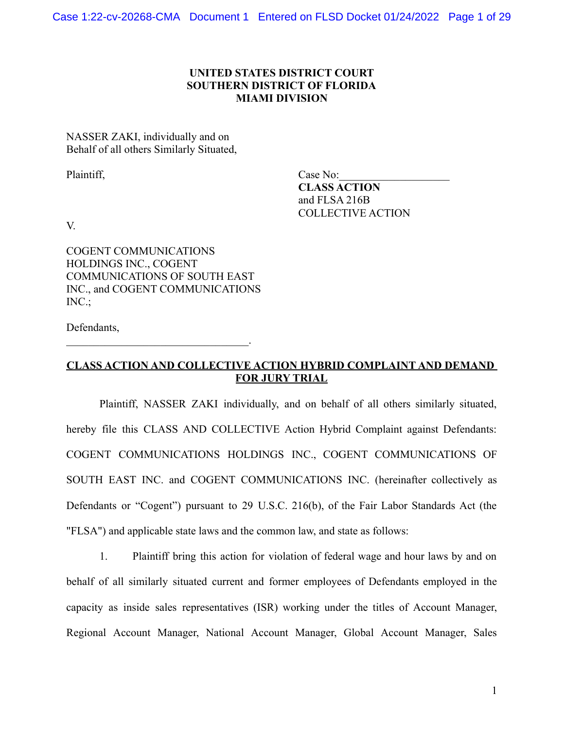**UNITED STATES DISTRICT COURT**
**SOUTHERN DISTRICT OF FLORIDA**
**MIAMI DIVISION**

NASSER ZAKI, individually and on Behalf of all others Similarly Situated,

Plaintiff,

Case No:\_\_\_\_\_\_\_\_\_\_\_\_\_\_\_\_\_\_\_\_
**CLASS ACTION**
and FLSA 216B
COLLECTIVE ACTION

V.

COGENT COMMUNICATIONS HOLDINGS INC., COGENT COMMUNICATIONS OF SOUTH EAST INC., and COGENT COMMUNICATIONS INC.;

Defendants,
\_\_\_\_\_\_\_\_\_\_\_\_\_\_\_\_\_\_\_\_\_\_\_\_\_\_\_\_\_\_\_\_.

**CLASS ACTION AND COLLECTIVE ACTION HYBRID COMPLAINT AND DEMAND FOR JURY TRIAL**

Plaintiff, NASSER ZAKI individually, and on behalf of all others similarly situated, hereby file this CLASS AND COLLECTIVE Action Hybrid Complaint against Defendants: COGENT COMMUNICATIONS HOLDINGS INC., COGENT COMMUNICATIONS OF SOUTH EAST INC. and COGENT COMMUNICATIONS INC. (hereinafter collectively as Defendants or "Cogent") pursuant to 29 U.S.C. 216(b), of the Fair Labor Standards Act (the "FLSA") and applicable state laws and the common law, and state as follows:

1. Plaintiff bring this action for violation of federal wage and hour laws by and on behalf of all similarly situated current and former employees of Defendants employed in the capacity as inside sales representatives (ISR) working under the titles of Account Manager, Regional Account Manager, National Account Manager, Global Account Manager, Sales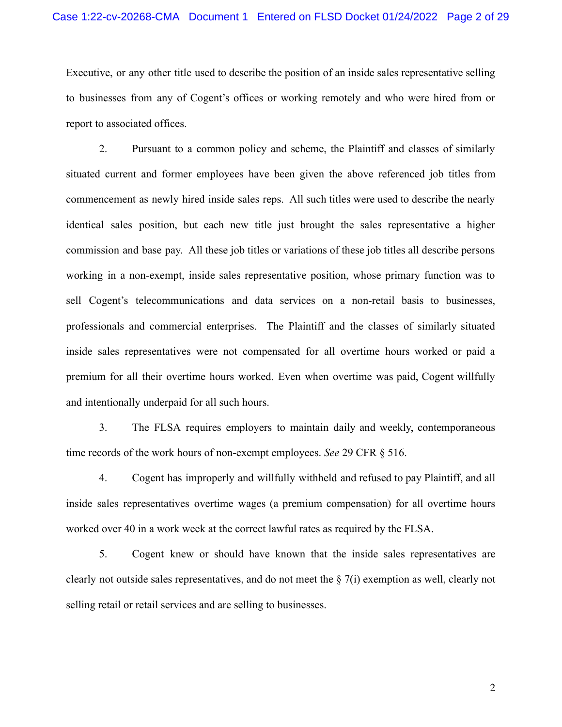Executive, or any other title used to describe the position of an inside sales representative selling to businesses from any of Cogent's offices or working remotely and who were hired from or report to associated offices.

2. Pursuant to a common policy and scheme, the Plaintiff and classes of similarly situated current and former employees have been given the above referenced job titles from commencement as newly hired inside sales reps. All such titles were used to describe the nearly identical sales position, but each new title just brought the sales representative a higher commission and base pay. All these job titles or variations of these job titles all describe persons working in a non-exempt, inside sales representative position, whose primary function was to sell Cogent's telecommunications and data services on a non-retail basis to businesses, professionals and commercial enterprises. The Plaintiff and the classes of similarly situated inside sales representatives were not compensated for all overtime hours worked or paid a premium for all their overtime hours worked. Even when overtime was paid, Cogent willfully and intentionally underpaid for all such hours.

3. The FLSA requires employers to maintain daily and weekly, contemporaneous time records of the work hours of non-exempt employees. *See* 29 CFR § 516.

4. Cogent has improperly and willfully withheld and refused to pay Plaintiff, and all inside sales representatives overtime wages (a premium compensation) for all overtime hours worked over 40 in a work week at the correct lawful rates as required by the FLSA.

5. Cogent knew or should have known that the inside sales representatives are clearly not outside sales representatives, and do not meet the § 7(i) exemption as well, clearly not selling retail or retail services and are selling to businesses.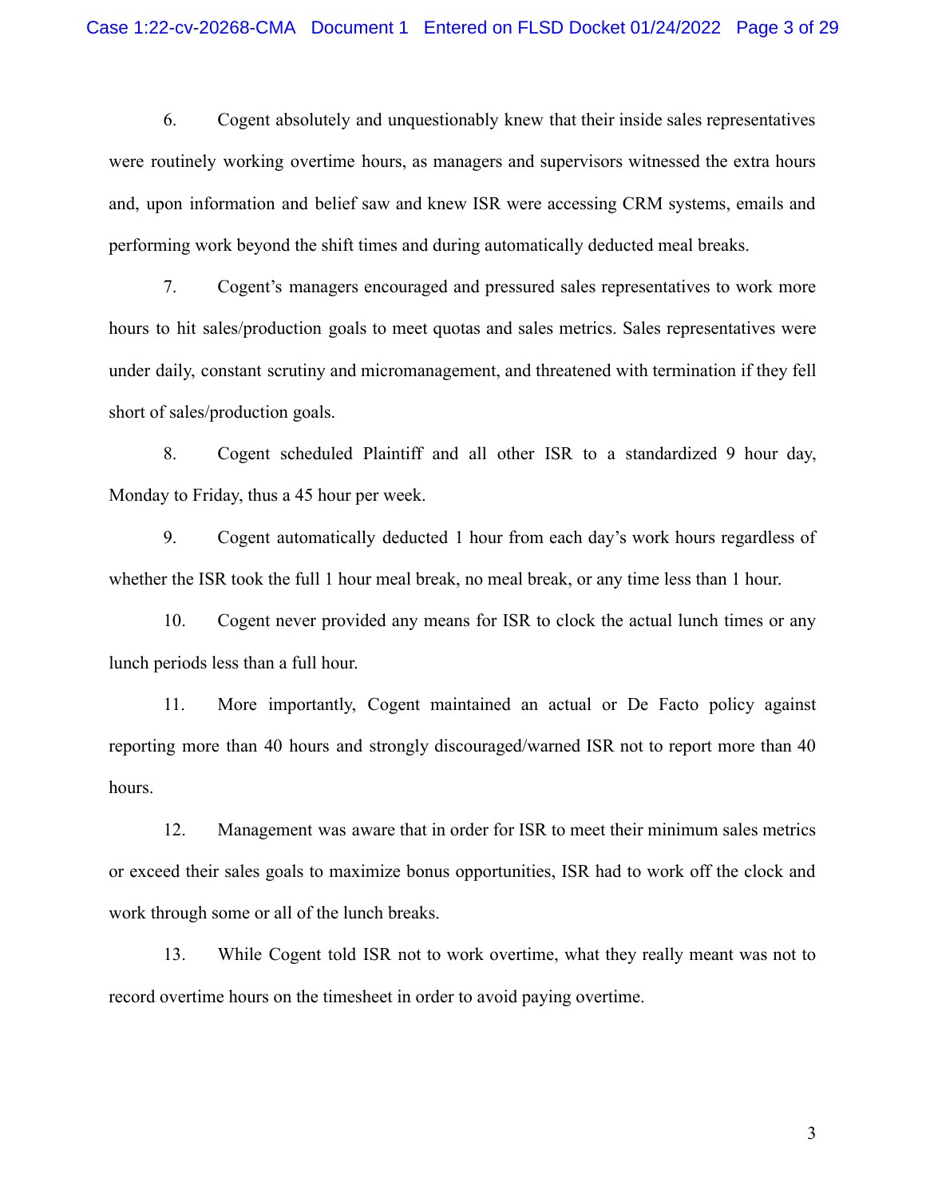6. Cogent absolutely and unquestionably knew that their inside sales representatives were routinely working overtime hours, as managers and supervisors witnessed the extra hours and, upon information and belief saw and knew ISR were accessing CRM systems, emails and performing work beyond the shift times and during automatically deducted meal breaks.

7. Cogent's managers encouraged and pressured sales representatives to work more hours to hit sales/production goals to meet quotas and sales metrics. Sales representatives were under daily, constant scrutiny and micromanagement, and threatened with termination if they fell short of sales/production goals.

8. Cogent scheduled Plaintiff and all other ISR to a standardized 9 hour day, Monday to Friday, thus a 45 hour per week.

9. Cogent automatically deducted 1 hour from each day's work hours regardless of whether the ISR took the full 1 hour meal break, no meal break, or any time less than 1 hour.

10. Cogent never provided any means for ISR to clock the actual lunch times or any lunch periods less than a full hour.

11. More importantly, Cogent maintained an actual or De Facto policy against reporting more than 40 hours and strongly discouraged/warned ISR not to report more than 40 hours.

12. Management was aware that in order for ISR to meet their minimum sales metrics or exceed their sales goals to maximize bonus opportunities, ISR had to work off the clock and work through some or all of the lunch breaks.

13. While Cogent told ISR not to work overtime, what they really meant was not to record overtime hours on the timesheet in order to avoid paying overtime.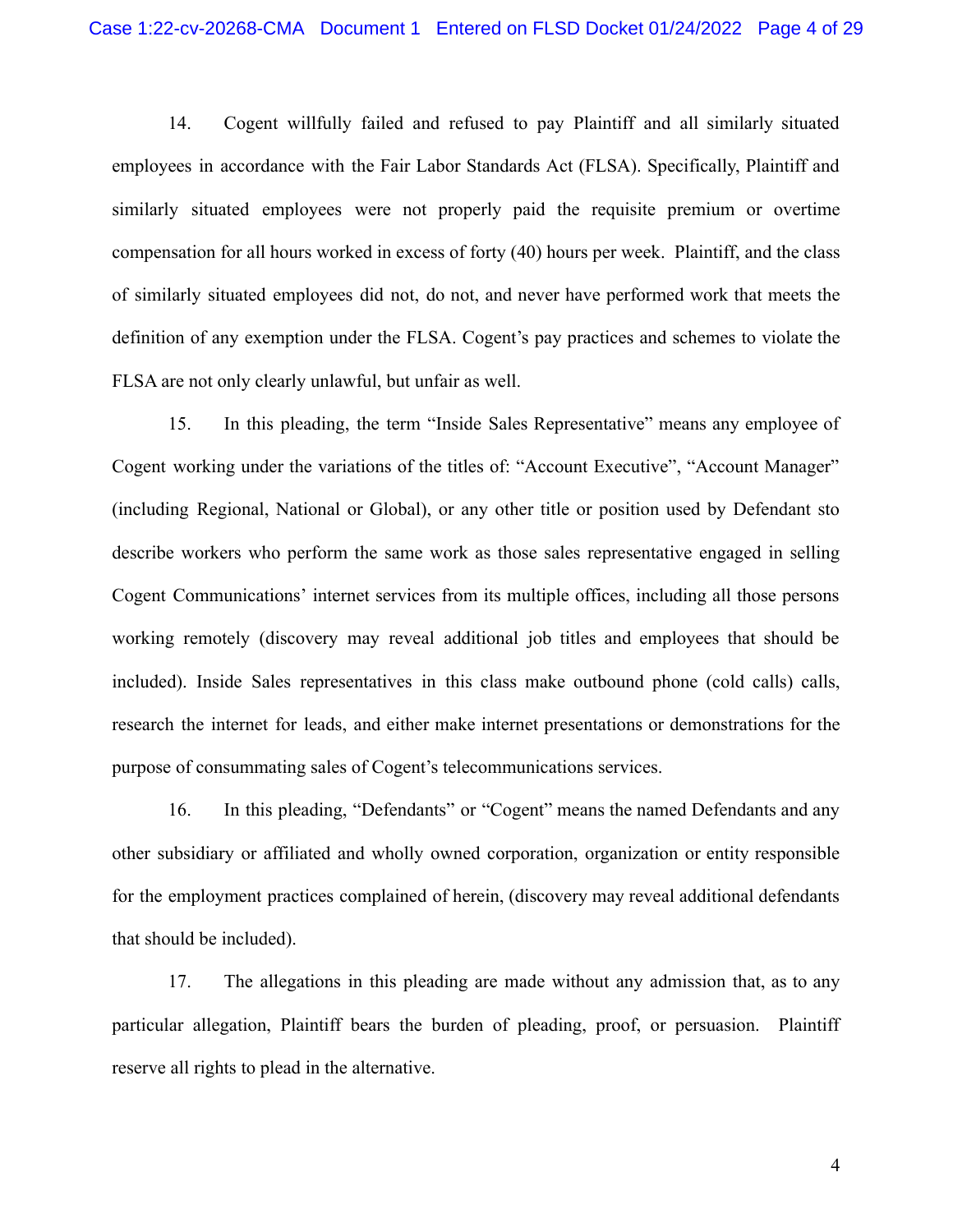14. Cogent willfully failed and refused to pay Plaintiff and all similarly situated employees in accordance with the Fair Labor Standards Act (FLSA). Specifically, Plaintiff and similarly situated employees were not properly paid the requisite premium or overtime compensation for all hours worked in excess of forty (40) hours per week. Plaintiff, and the class of similarly situated employees did not, do not, and never have performed work that meets the definition of any exemption under the FLSA. Cogent's pay practices and schemes to violate the FLSA are not only clearly unlawful, but unfair as well.

15. In this pleading, the term "Inside Sales Representative" means any employee of Cogent working under the variations of the titles of: "Account Executive", "Account Manager" (including Regional, National or Global), or any other title or position used by Defendant sto describe workers who perform the same work as those sales representative engaged in selling Cogent Communications' internet services from its multiple offices, including all those persons working remotely (discovery may reveal additional job titles and employees that should be included). Inside Sales representatives in this class make outbound phone (cold calls) calls, research the internet for leads, and either make internet presentations or demonstrations for the purpose of consummating sales of Cogent's telecommunications services.

16. In this pleading, "Defendants" or "Cogent" means the named Defendants and any other subsidiary or affiliated and wholly owned corporation, organization or entity responsible for the employment practices complained of herein, (discovery may reveal additional defendants that should be included).

17. The allegations in this pleading are made without any admission that, as to any particular allegation, Plaintiff bears the burden of pleading, proof, or persuasion. Plaintiff reserve all rights to plead in the alternative.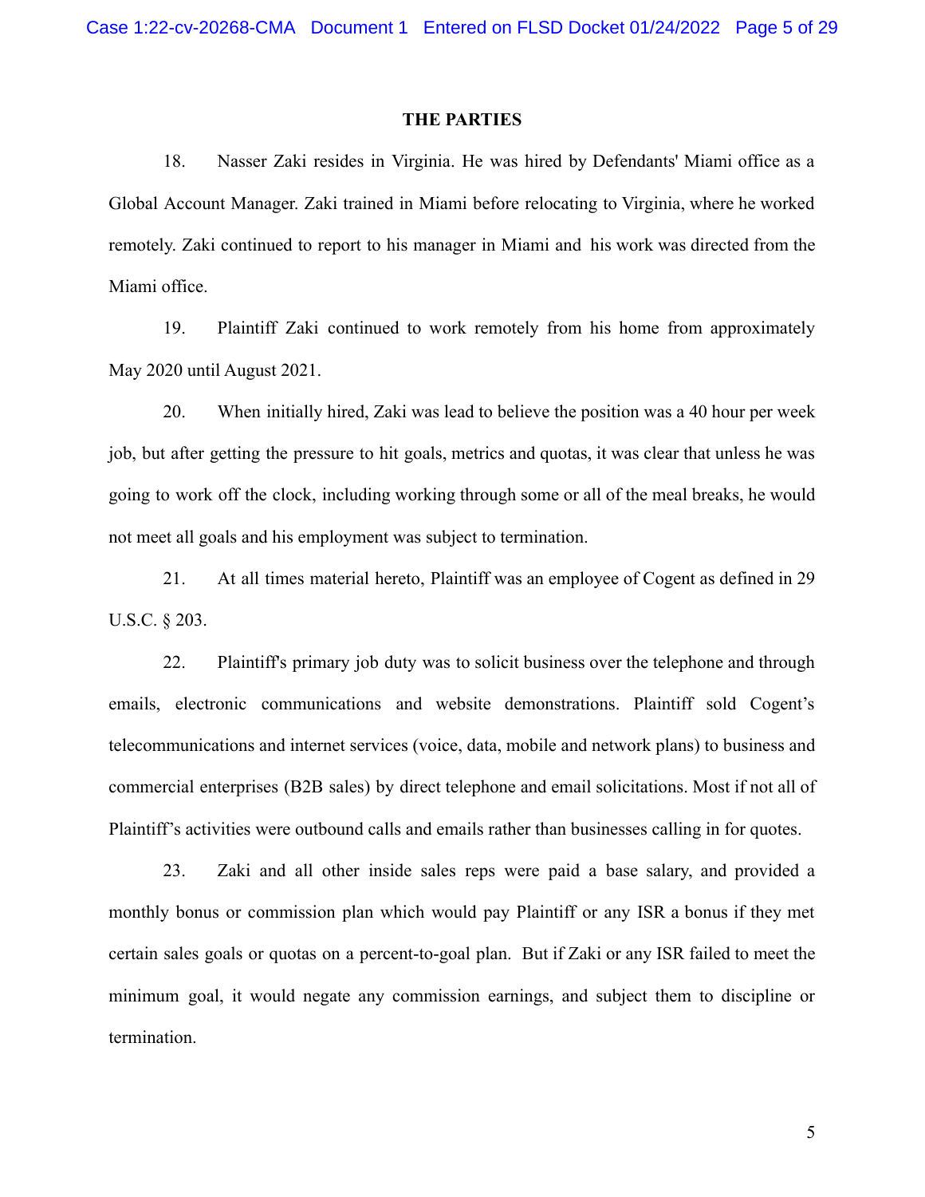## THE PARTIES

18. Nasser Zaki resides in Virginia. He was hired by Defendants' Miami office as a Global Account Manager. Zaki trained in Miami before relocating to Virginia, where he worked remotely. Zaki continued to report to his manager in Miami and his work was directed from the Miami office.

19. Plaintiff Zaki continued to work remotely from his home from approximately May 2020 until August 2021.

20. When initially hired, Zaki was lead to believe the position was a 40 hour per week job, but after getting the pressure to hit goals, metrics and quotas, it was clear that unless he was going to work off the clock, including working through some or all of the meal breaks, he would not meet all goals and his employment was subject to termination.

21. At all times material hereto, Plaintiff was an employee of Cogent as defined in 29 U.S.C. § 203.

22. Plaintiff's primary job duty was to solicit business over the telephone and through emails, electronic communications and website demonstrations. Plaintiff sold Cogent's telecommunications and internet services (voice, data, mobile and network plans) to business and commercial enterprises (B2B sales) by direct telephone and email solicitations. Most if not all of Plaintiff's activities were outbound calls and emails rather than businesses calling in for quotes.

23. Zaki and all other inside sales reps were paid a base salary, and provided a monthly bonus or commission plan which would pay Plaintiff or any ISR a bonus if they met certain sales goals or quotas on a percent-to-goal plan. But if Zaki or any ISR failed to meet the minimum goal, it would negate any commission earnings, and subject them to discipline or termination.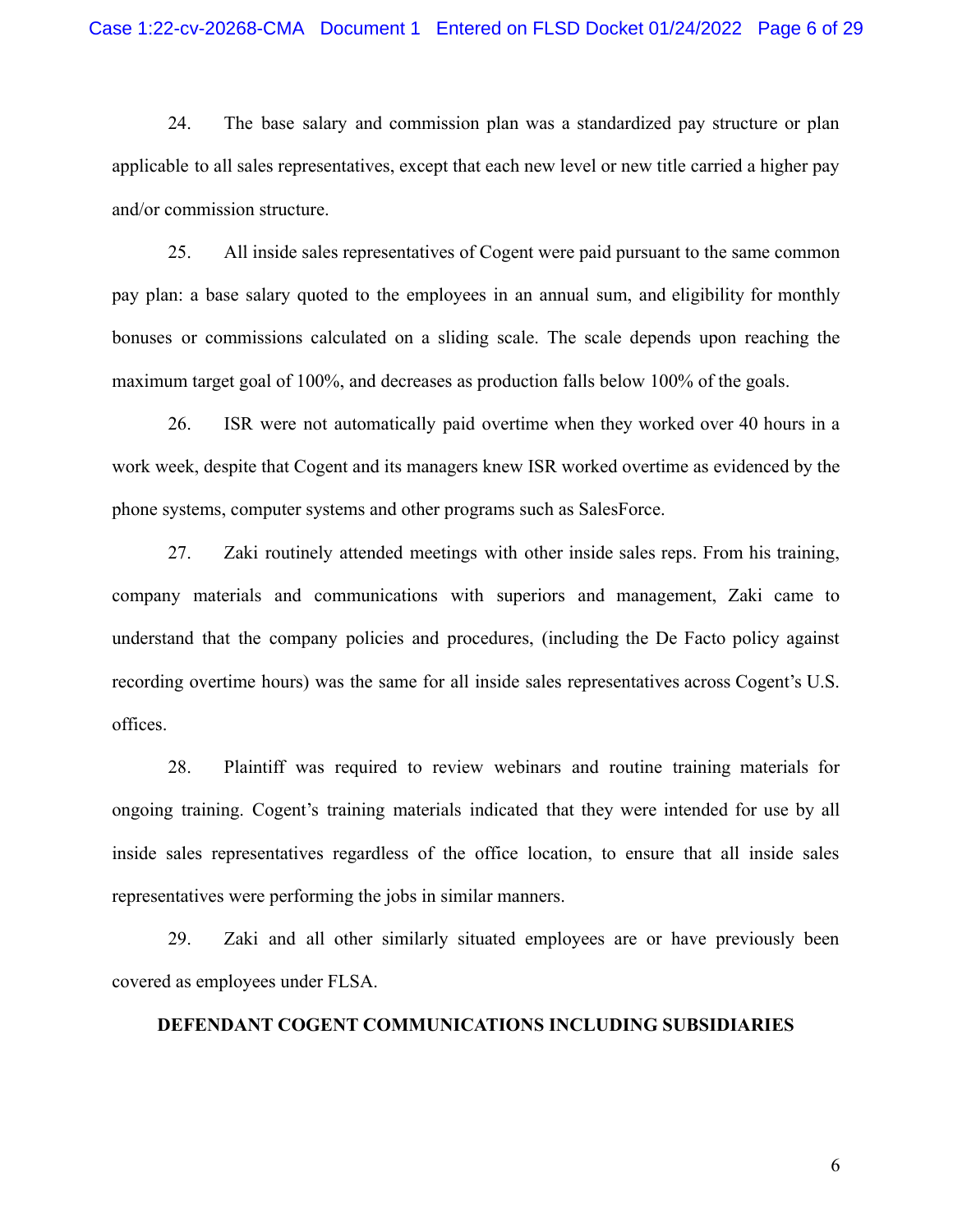24. The base salary and commission plan was a standardized pay structure or plan applicable to all sales representatives, except that each new level or new title carried a higher pay and/or commission structure.

25. All inside sales representatives of Cogent were paid pursuant to the same common pay plan: a base salary quoted to the employees in an annual sum, and eligibility for monthly bonuses or commissions calculated on a sliding scale. The scale depends upon reaching the maximum target goal of 100%, and decreases as production falls below 100% of the goals.

26. ISR were not automatically paid overtime when they worked over 40 hours in a work week, despite that Cogent and its managers knew ISR worked overtime as evidenced by the phone systems, computer systems and other programs such as SalesForce.

27. Zaki routinely attended meetings with other inside sales reps. From his training, company materials and communications with superiors and management, Zaki came to understand that the company policies and procedures, (including the De Facto policy against recording overtime hours) was the same for all inside sales representatives across Cogent's U.S. offices.

28. Plaintiff was required to review webinars and routine training materials for ongoing training. Cogent's training materials indicated that they were intended for use by all inside sales representatives regardless of the office location, to ensure that all inside sales representatives were performing the jobs in similar manners.

29. Zaki and all other similarly situated employees are or have previously been covered as employees under FLSA.

**DEFENDANT COGENT COMMUNICATIONS INCLUDING SUBSIDIARIES**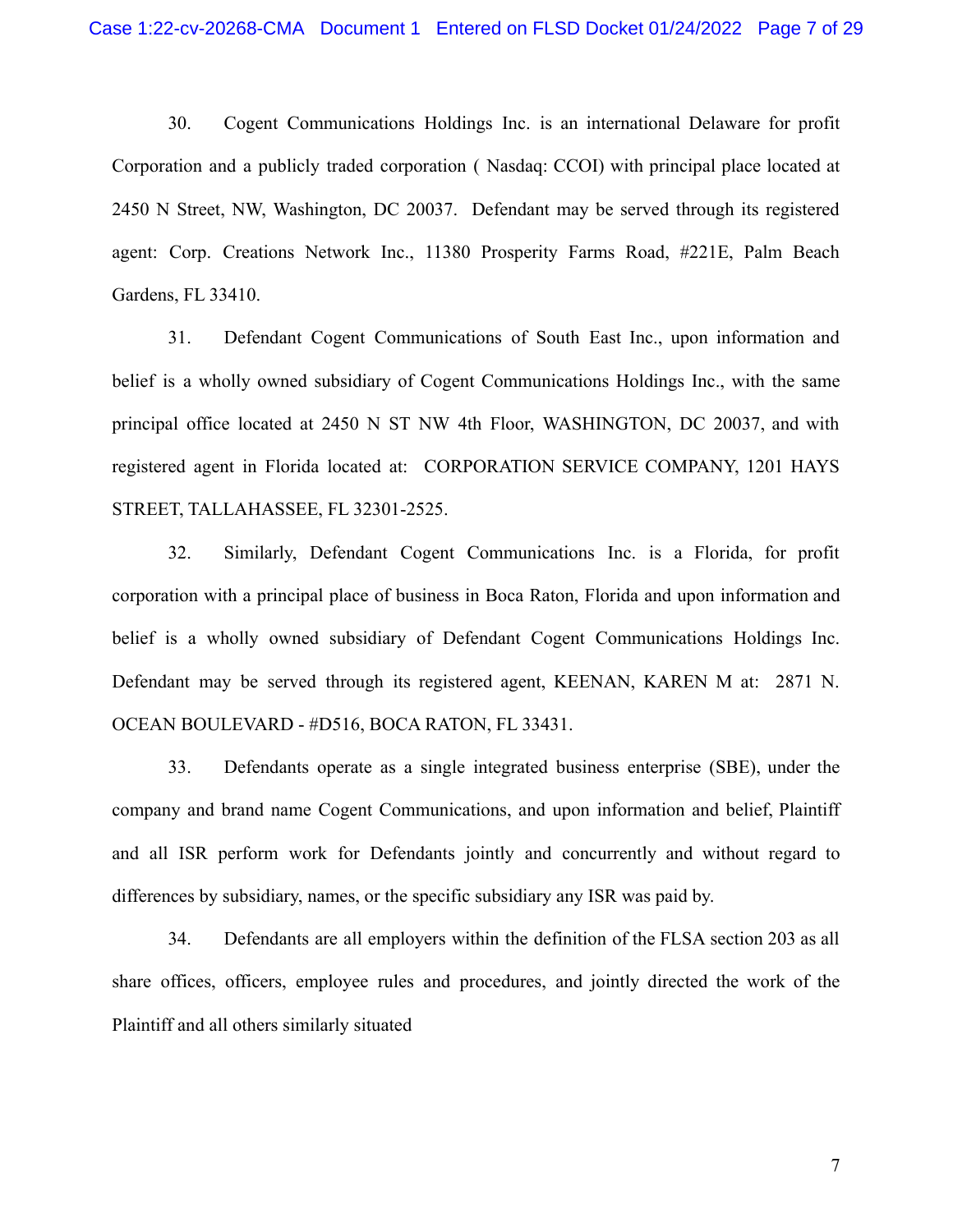30. Cogent Communications Holdings Inc. is an international Delaware for profit Corporation and a publicly traded corporation ( Nasdaq: CCOI) with principal place located at 2450 N Street, NW, Washington, DC 20037. Defendant may be served through its registered agent: Corp. Creations Network Inc., 11380 Prosperity Farms Road, #221E, Palm Beach Gardens, FL 33410.

31. Defendant Cogent Communications of South East Inc., upon information and belief is a wholly owned subsidiary of Cogent Communications Holdings Inc., with the same principal office located at 2450 N ST NW 4th Floor, WASHINGTON, DC 20037, and with registered agent in Florida located at: CORPORATION SERVICE COMPANY, 1201 HAYS STREET, TALLAHASSEE, FL 32301-2525.

32. Similarly, Defendant Cogent Communications Inc. is a Florida, for profit corporation with a principal place of business in Boca Raton, Florida and upon information and belief is a wholly owned subsidiary of Defendant Cogent Communications Holdings Inc. Defendant may be served through its registered agent, KEENAN, KAREN M at: 2871 N. OCEAN BOULEVARD - #D516, BOCA RATON, FL 33431.

33. Defendants operate as a single integrated business enterprise (SBE), under the company and brand name Cogent Communications, and upon information and belief, Plaintiff and all ISR perform work for Defendants jointly and concurrently and without regard to differences by subsidiary, names, or the specific subsidiary any ISR was paid by.

34. Defendants are all employers within the definition of the FLSA section 203 as all share offices, officers, employee rules and procedures, and jointly directed the work of the Plaintiff and all others similarly situated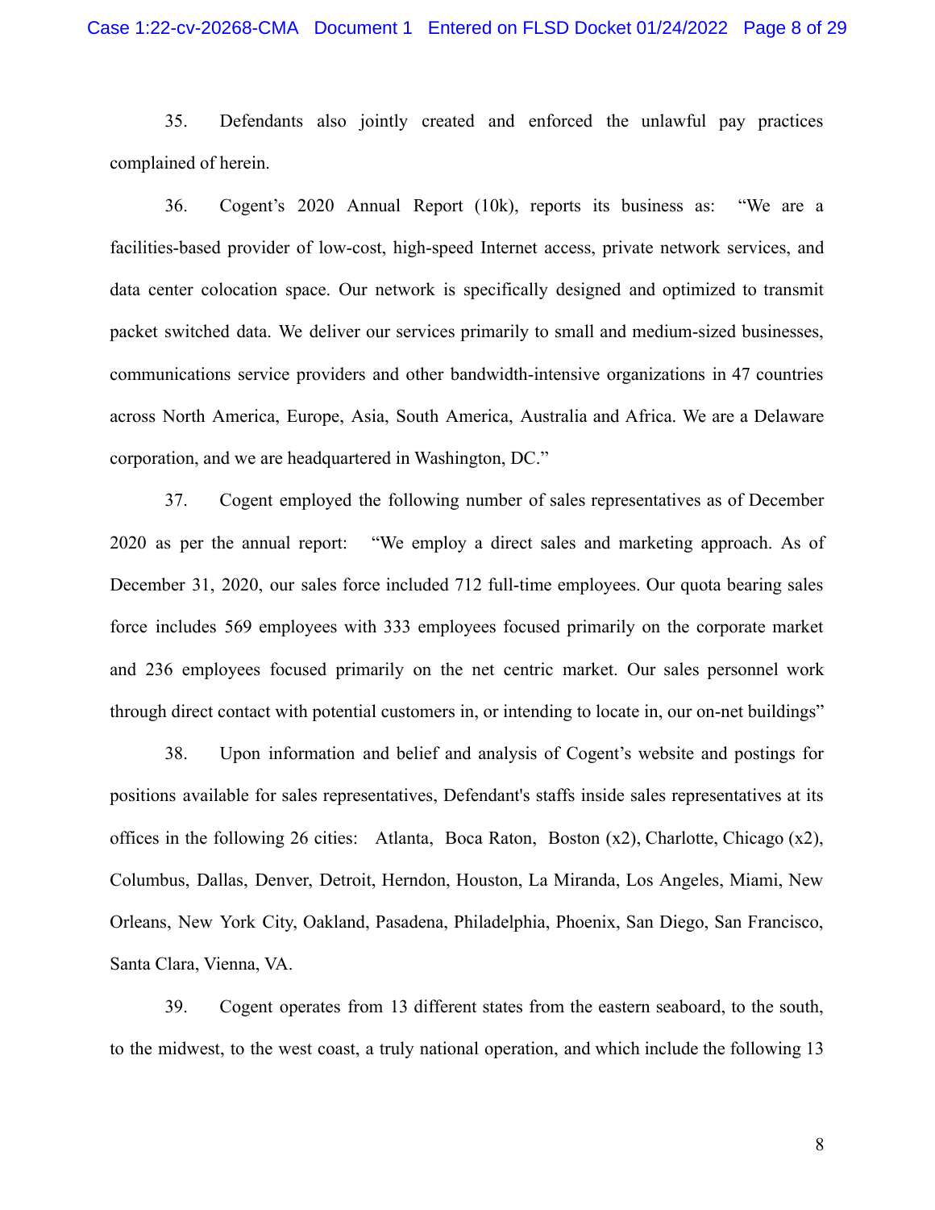35. Defendants also jointly created and enforced the unlawful pay practices complained of herein.

36. Cogent's 2020 Annual Report (10k), reports its business as: "We are a facilities-based provider of low-cost, high-speed Internet access, private network services, and data center colocation space. Our network is specifically designed and optimized to transmit packet switched data. We deliver our services primarily to small and medium-sized businesses, communications service providers and other bandwidth-intensive organizations in 47 countries across North America, Europe, Asia, South America, Australia and Africa. We are a Delaware corporation, and we are headquartered in Washington, DC."

37. Cogent employed the following number of sales representatives as of December 2020 as per the annual report: "We employ a direct sales and marketing approach. As of December 31, 2020, our sales force included 712 full-time employees. Our quota bearing sales force includes 569 employees with 333 employees focused primarily on the corporate market and 236 employees focused primarily on the net centric market. Our sales personnel work through direct contact with potential customers in, or intending to locate in, our on-net buildings"

38. Upon information and belief and analysis of Cogent's website and postings for positions available for sales representatives, Defendant's staffs inside sales representatives at its offices in the following 26 cities: Atlanta, Boca Raton, Boston (x2), Charlotte, Chicago (x2), Columbus, Dallas, Denver, Detroit, Herndon, Houston, La Miranda, Los Angeles, Miami, New Orleans, New York City, Oakland, Pasadena, Philadelphia, Phoenix, San Diego, San Francisco, Santa Clara, Vienna, VA.

39. Cogent operates from 13 different states from the eastern seaboard, to the south, to the midwest, to the west coast, a truly national operation, and which include the following 13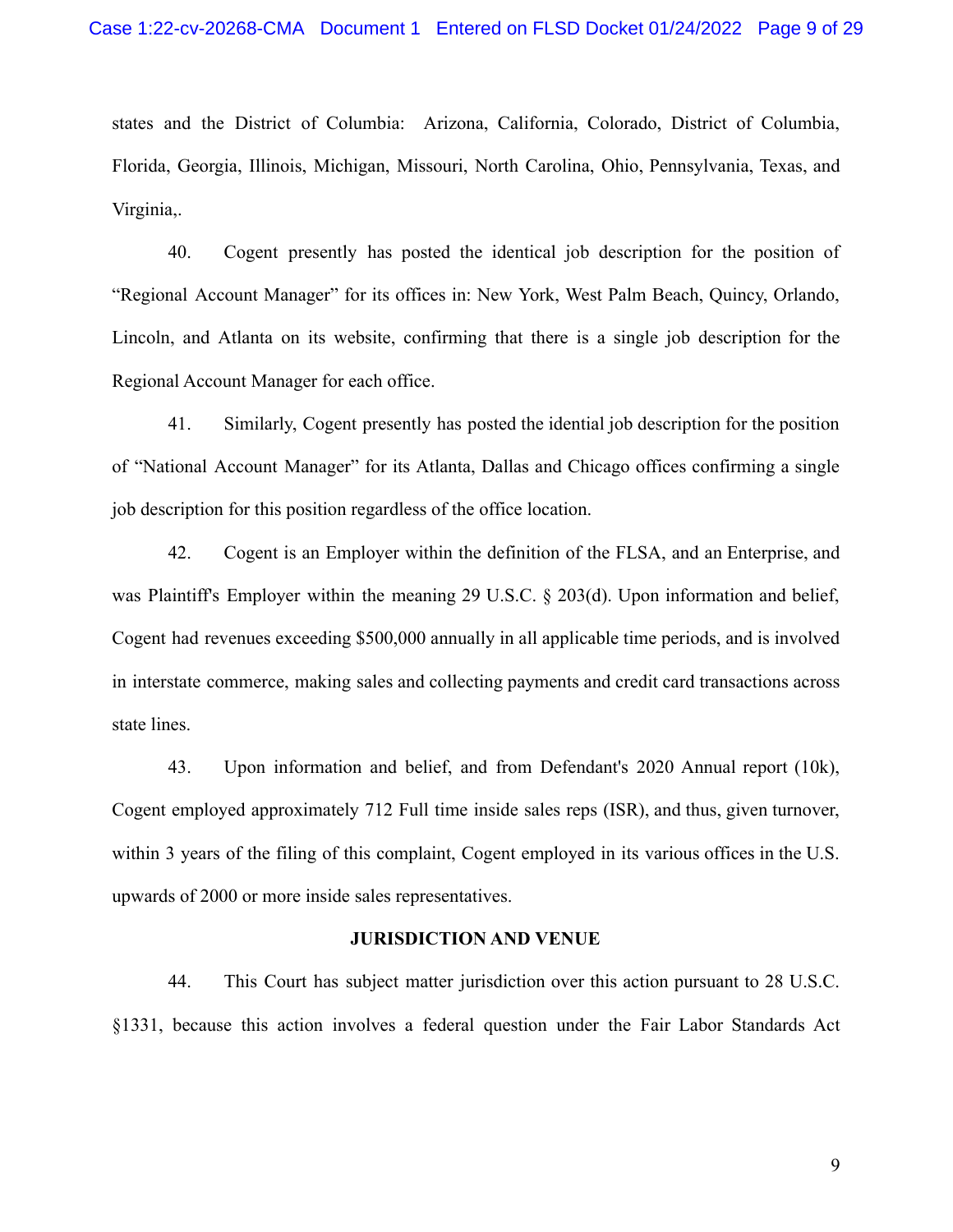states and the District of Columbia: Arizona, California, Colorado, District of Columbia, Florida, Georgia, Illinois, Michigan, Missouri, North Carolina, Ohio, Pennsylvania, Texas, and Virginia,.

40. Cogent presently has posted the identical job description for the position of "Regional Account Manager" for its offices in: New York, West Palm Beach, Quincy, Orlando, Lincoln, and Atlanta on its website, confirming that there is a single job description for the Regional Account Manager for each office.

41. Similarly, Cogent presently has posted the idential job description for the position of "National Account Manager" for its Atlanta, Dallas and Chicago offices confirming a single job description for this position regardless of the office location.

42. Cogent is an Employer within the definition of the FLSA, and an Enterprise, and was Plaintiff's Employer within the meaning 29 U.S.C. § 203(d). Upon information and belief, Cogent had revenues exceeding $500,000 annually in all applicable time periods, and is involved in interstate commerce, making sales and collecting payments and credit card transactions across state lines.

43. Upon information and belief, and from Defendant's 2020 Annual report (10k), Cogent employed approximately 712 Full time inside sales reps (ISR), and thus, given turnover, within 3 years of the filing of this complaint, Cogent employed in its various offices in the U.S. upwards of 2000 or more inside sales representatives.

**JURISDICTION AND VENUE**

44. This Court has subject matter jurisdiction over this action pursuant to 28 U.S.C. §1331, because this action involves a federal question under the Fair Labor Standards Act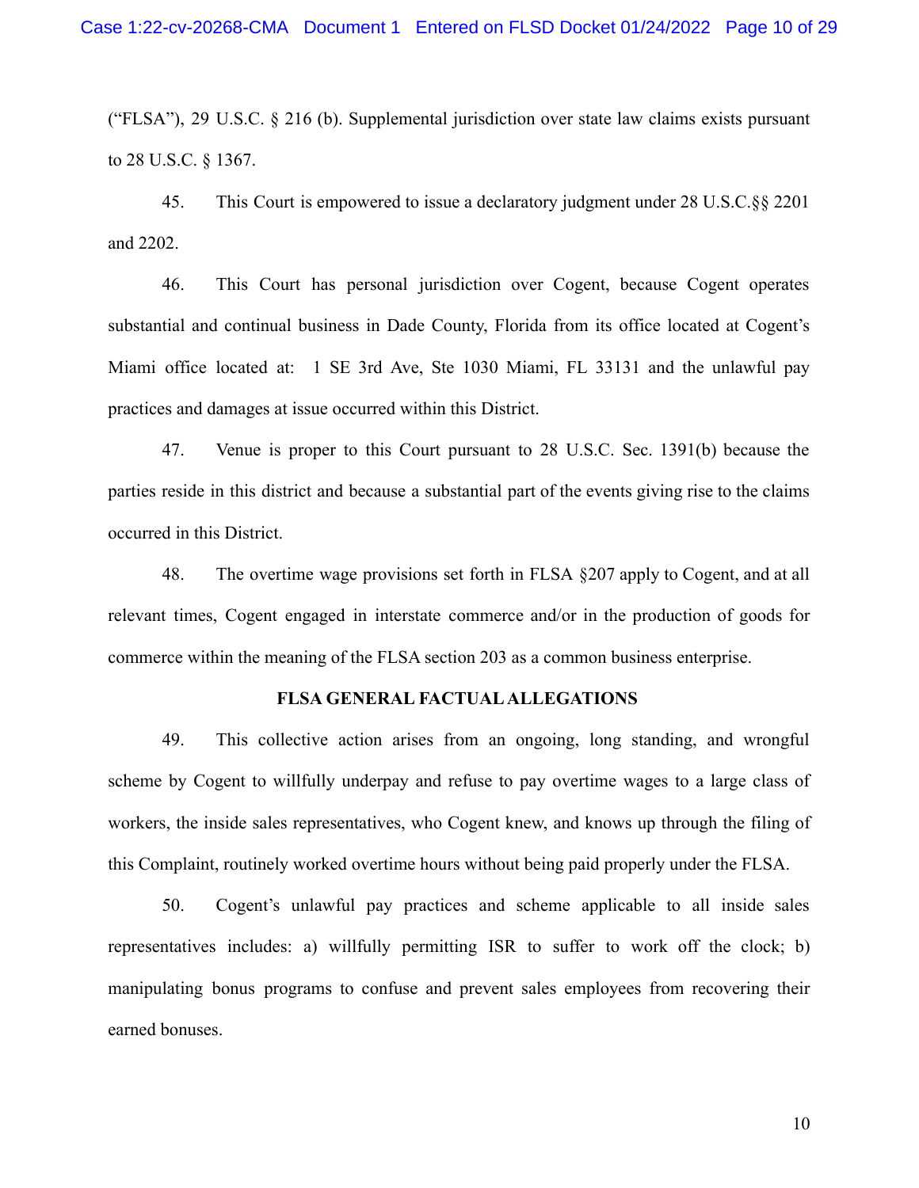("FLSA"), 29 U.S.C. § 216 (b). Supplemental jurisdiction over state law claims exists pursuant to 28 U.S.C. § 1367.

45. This Court is empowered to issue a declaratory judgment under 28 U.S.C.§§ 2201 and 2202.

46. This Court has personal jurisdiction over Cogent, because Cogent operates substantial and continual business in Dade County, Florida from its office located at Cogent's Miami office located at: 1 SE 3rd Ave, Ste 1030 Miami, FL 33131 and the unlawful pay practices and damages at issue occurred within this District.

47. Venue is proper to this Court pursuant to 28 U.S.C. Sec. 1391(b) because the parties reside in this district and because a substantial part of the events giving rise to the claims occurred in this District.

48. The overtime wage provisions set forth in FLSA §207 apply to Cogent, and at all relevant times, Cogent engaged in interstate commerce and/or in the production of goods for commerce within the meaning of the FLSA section 203 as a common business enterprise.

**FLSA GENERAL FACTUAL ALLEGATIONS**

49. This collective action arises from an ongoing, long standing, and wrongful scheme by Cogent to willfully underpay and refuse to pay overtime wages to a large class of workers, the inside sales representatives, who Cogent knew, and knows up through the filing of this Complaint, routinely worked overtime hours without being paid properly under the FLSA.

50. Cogent's unlawful pay practices and scheme applicable to all inside sales representatives includes: a) willfully permitting ISR to suffer to work off the clock; b) manipulating bonus programs to confuse and prevent sales employees from recovering their earned bonuses.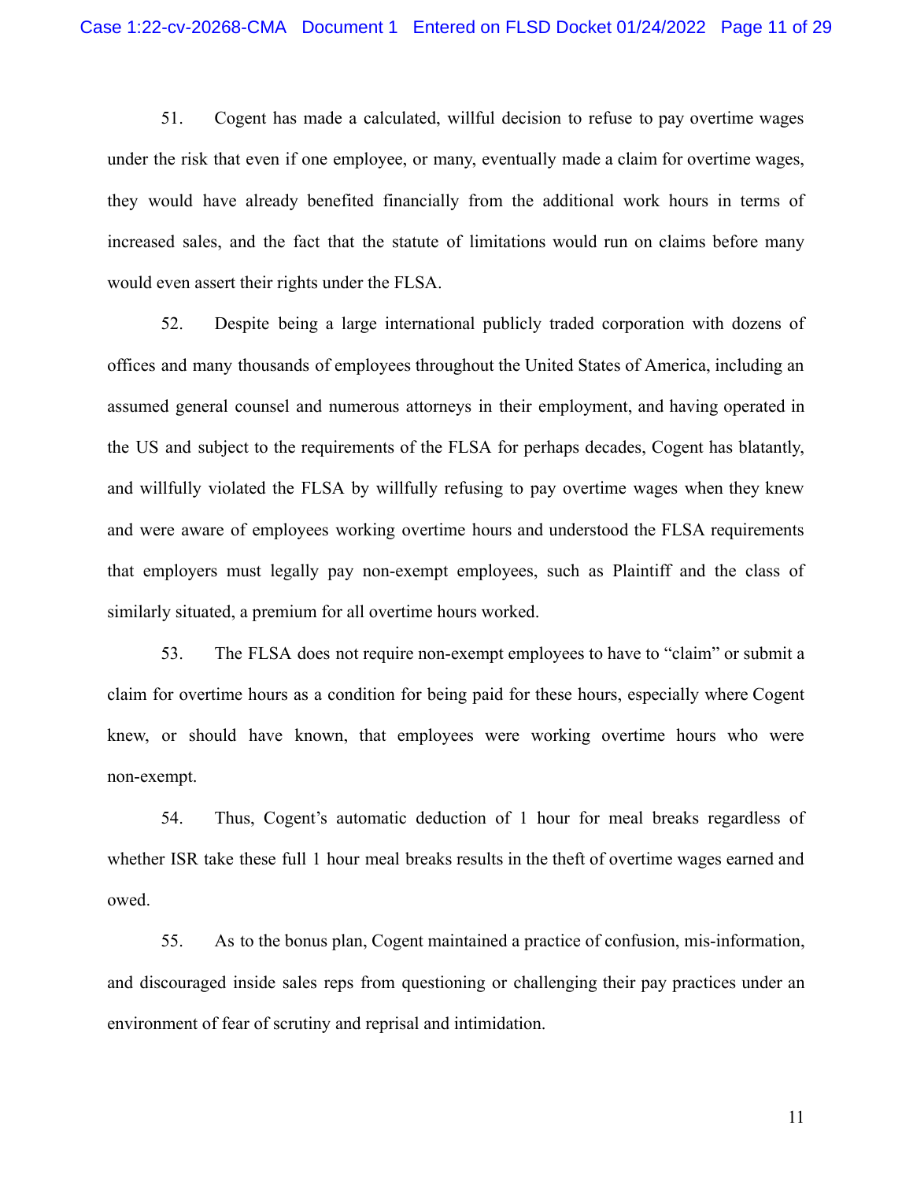51. Cogent has made a calculated, willful decision to refuse to pay overtime wages under the risk that even if one employee, or many, eventually made a claim for overtime wages, they would have already benefited financially from the additional work hours in terms of increased sales, and the fact that the statute of limitations would run on claims before many would even assert their rights under the FLSA.

52. Despite being a large international publicly traded corporation with dozens of offices and many thousands of employees throughout the United States of America, including an assumed general counsel and numerous attorneys in their employment, and having operated in the US and subject to the requirements of the FLSA for perhaps decades, Cogent has blatantly, and willfully violated the FLSA by willfully refusing to pay overtime wages when they knew and were aware of employees working overtime hours and understood the FLSA requirements that employers must legally pay non-exempt employees, such as Plaintiff and the class of similarly situated, a premium for all overtime hours worked.

53. The FLSA does not require non-exempt employees to have to "claim" or submit a claim for overtime hours as a condition for being paid for these hours, especially where Cogent knew, or should have known, that employees were working overtime hours who were non-exempt.

54. Thus, Cogent's automatic deduction of 1 hour for meal breaks regardless of whether ISR take these full 1 hour meal breaks results in the theft of overtime wages earned and owed.

55. As to the bonus plan, Cogent maintained a practice of confusion, mis-information, and discouraged inside sales reps from questioning or challenging their pay practices under an environment of fear of scrutiny and reprisal and intimidation.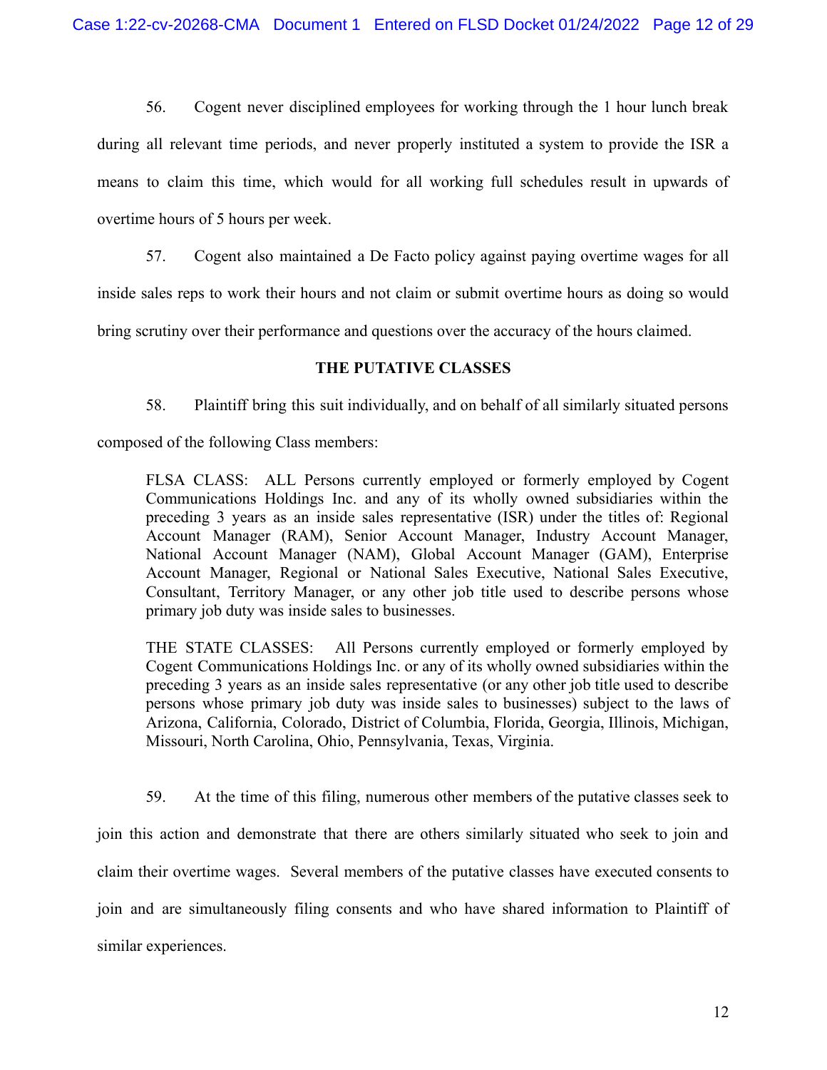56. Cogent never disciplined employees for working through the 1 hour lunch break during all relevant time periods, and never properly instituted a system to provide the ISR a means to claim this time, which would for all working full schedules result in upwards of overtime hours of 5 hours per week.

57. Cogent also maintained a De Facto policy against paying overtime wages for all inside sales reps to work their hours and not claim or submit overtime hours as doing so would bring scrutiny over their performance and questions over the accuracy of the hours claimed.

**THE PUTATIVE CLASSES**

58. Plaintiff bring this suit individually, and on behalf of all similarly situated persons composed of the following Class members:

> FLSA CLASS: ALL Persons currently employed or formerly employed by Cogent Communications Holdings Inc. and any of its wholly owned subsidiaries within the preceding 3 years as an inside sales representative (ISR) under the titles of: Regional Account Manager (RAM), Senior Account Manager, Industry Account Manager, National Account Manager (NAM), Global Account Manager (GAM), Enterprise Account Manager, Regional or National Sales Executive, National Sales Executive, Consultant, Territory Manager, or any other job title used to describe persons whose primary job duty was inside sales to businesses.
>
> THE STATE CLASSES: All Persons currently employed or formerly employed by Cogent Communications Holdings Inc. or any of its wholly owned subsidiaries within the preceding 3 years as an inside sales representative (or any other job title used to describe persons whose primary job duty was inside sales to businesses) subject to the laws of Arizona, California, Colorado, District of Columbia, Florida, Georgia, Illinois, Michigan, Missouri, North Carolina, Ohio, Pennsylvania, Texas, Virginia.

59. At the time of this filing, numerous other members of the putative classes seek to join this action and demonstrate that there are others similarly situated who seek to join and claim their overtime wages. Several members of the putative classes have executed consents to join and are simultaneously filing consents and who have shared information to Plaintiff of similar experiences.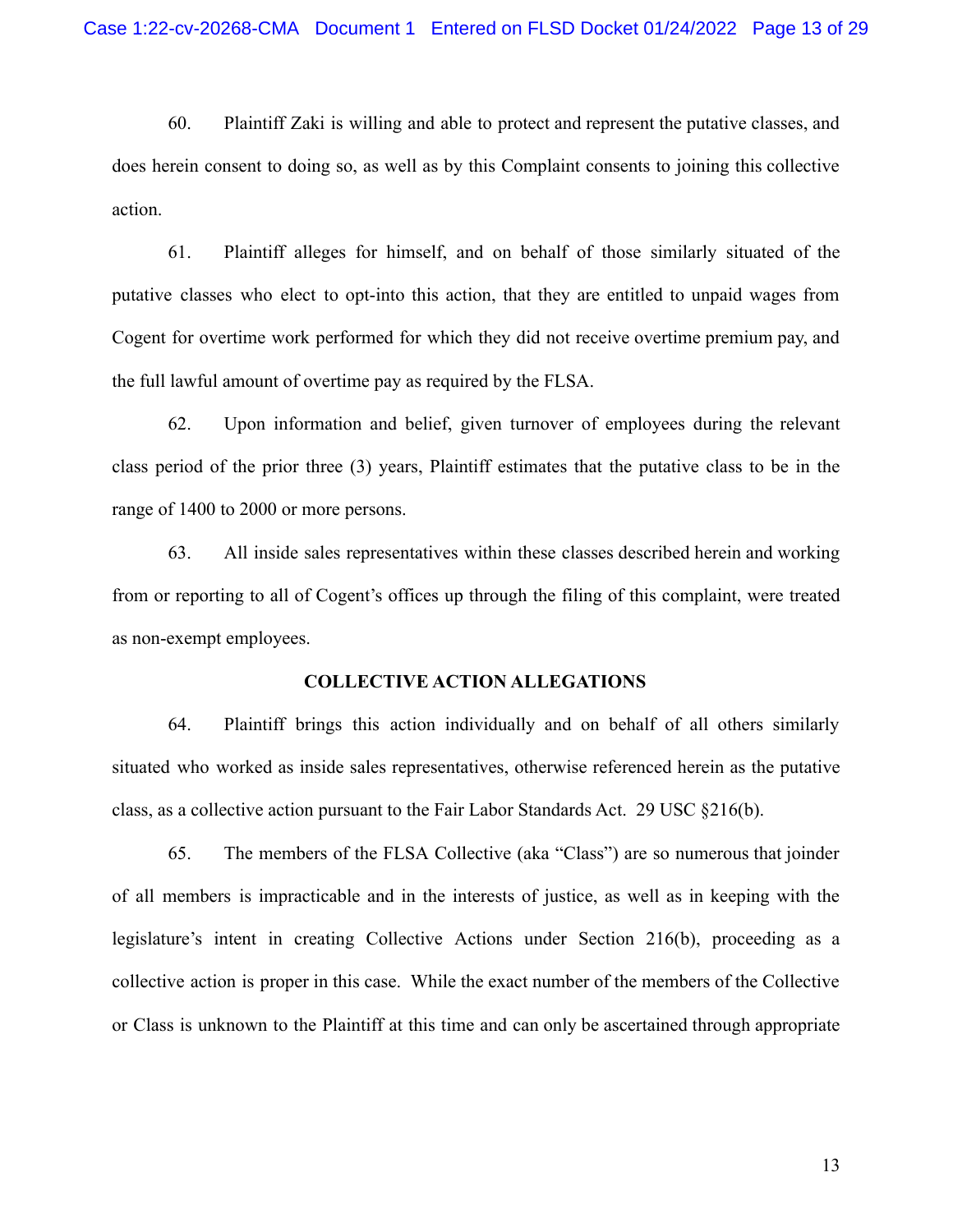60. Plaintiff Zaki is willing and able to protect and represent the putative classes, and does herein consent to doing so, as well as by this Complaint consents to joining this collective action.

61. Plaintiff alleges for himself, and on behalf of those similarly situated of the putative classes who elect to opt-into this action, that they are entitled to unpaid wages from Cogent for overtime work performed for which they did not receive overtime premium pay, and the full lawful amount of overtime pay as required by the FLSA.

62. Upon information and belief, given turnover of employees during the relevant class period of the prior three (3) years, Plaintiff estimates that the putative class to be in the range of 1400 to 2000 or more persons.

63. All inside sales representatives within these classes described herein and working from or reporting to all of Cogent's offices up through the filing of this complaint, were treated as non-exempt employees.

**COLLECTIVE ACTION ALLEGATIONS**

64. Plaintiff brings this action individually and on behalf of all others similarly situated who worked as inside sales representatives, otherwise referenced herein as the putative class, as a collective action pursuant to the Fair Labor Standards Act. 29 USC §216(b).

65. The members of the FLSA Collective (aka "Class") are so numerous that joinder of all members is impracticable and in the interests of justice, as well as in keeping with the legislature's intent in creating Collective Actions under Section 216(b), proceeding as a collective action is proper in this case. While the exact number of the members of the Collective or Class is unknown to the Plaintiff at this time and can only be ascertained through appropriate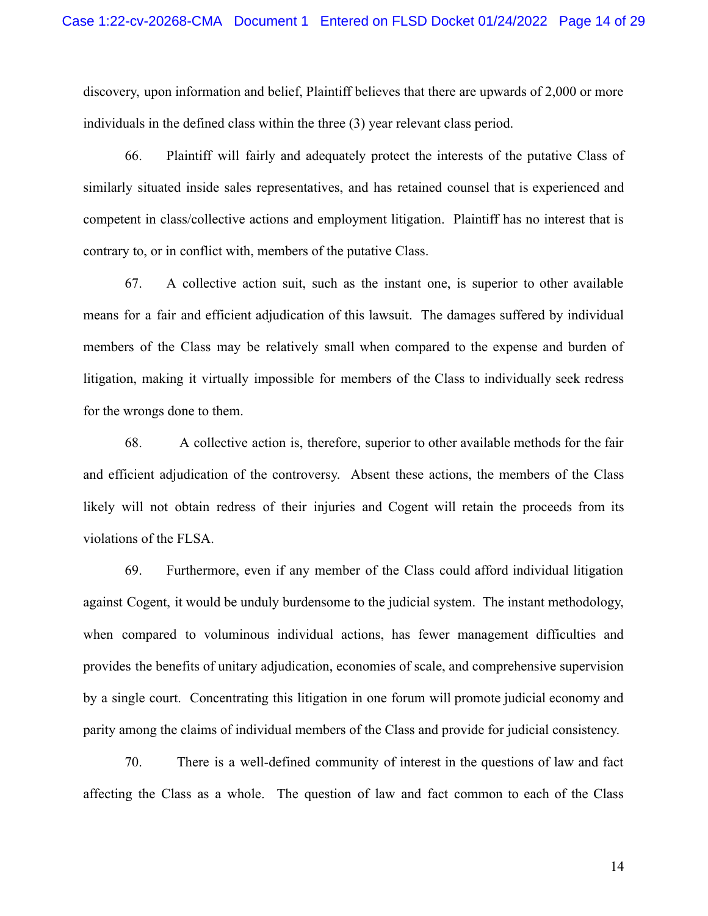discovery, upon information and belief, Plaintiff believes that there are upwards of 2,000 or more individuals in the defined class within the three (3) year relevant class period.

66. Plaintiff will fairly and adequately protect the interests of the putative Class of similarly situated inside sales representatives, and has retained counsel that is experienced and competent in class/collective actions and employment litigation. Plaintiff has no interest that is contrary to, or in conflict with, members of the putative Class.

67. A collective action suit, such as the instant one, is superior to other available means for a fair and efficient adjudication of this lawsuit. The damages suffered by individual members of the Class may be relatively small when compared to the expense and burden of litigation, making it virtually impossible for members of the Class to individually seek redress for the wrongs done to them.

68. A collective action is, therefore, superior to other available methods for the fair and efficient adjudication of the controversy. Absent these actions, the members of the Class likely will not obtain redress of their injuries and Cogent will retain the proceeds from its violations of the FLSA.

69. Furthermore, even if any member of the Class could afford individual litigation against Cogent, it would be unduly burdensome to the judicial system. The instant methodology, when compared to voluminous individual actions, has fewer management difficulties and provides the benefits of unitary adjudication, economies of scale, and comprehensive supervision by a single court. Concentrating this litigation in one forum will promote judicial economy and parity among the claims of individual members of the Class and provide for judicial consistency.

70. There is a well-defined community of interest in the questions of law and fact affecting the Class as a whole. The question of law and fact common to each of the Class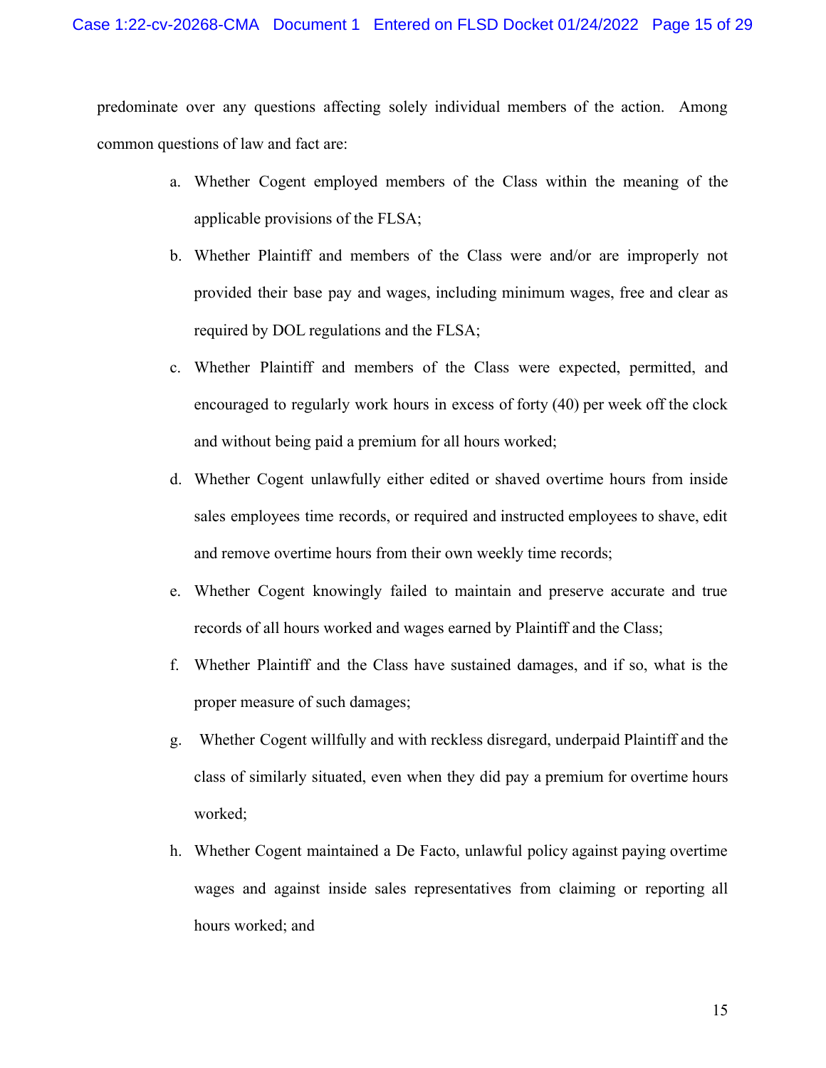predominate over any questions affecting solely individual members of the action. Among common questions of law and fact are:

a. Whether Cogent employed members of the Class within the meaning of the applicable provisions of the FLSA;

b. Whether Plaintiff and members of the Class were and/or are improperly not provided their base pay and wages, including minimum wages, free and clear as required by DOL regulations and the FLSA;

c. Whether Plaintiff and members of the Class were expected, permitted, and encouraged to regularly work hours in excess of forty (40) per week off the clock and without being paid a premium for all hours worked;

d. Whether Cogent unlawfully either edited or shaved overtime hours from inside sales employees time records, or required and instructed employees to shave, edit and remove overtime hours from their own weekly time records;

e. Whether Cogent knowingly failed to maintain and preserve accurate and true records of all hours worked and wages earned by Plaintiff and the Class;

f. Whether Plaintiff and the Class have sustained damages, and if so, what is the proper measure of such damages;

g. Whether Cogent willfully and with reckless disregard, underpaid Plaintiff and the class of similarly situated, even when they did pay a premium for overtime hours worked;

h. Whether Cogent maintained a De Facto, unlawful policy against paying overtime wages and against inside sales representatives from claiming or reporting all hours worked; and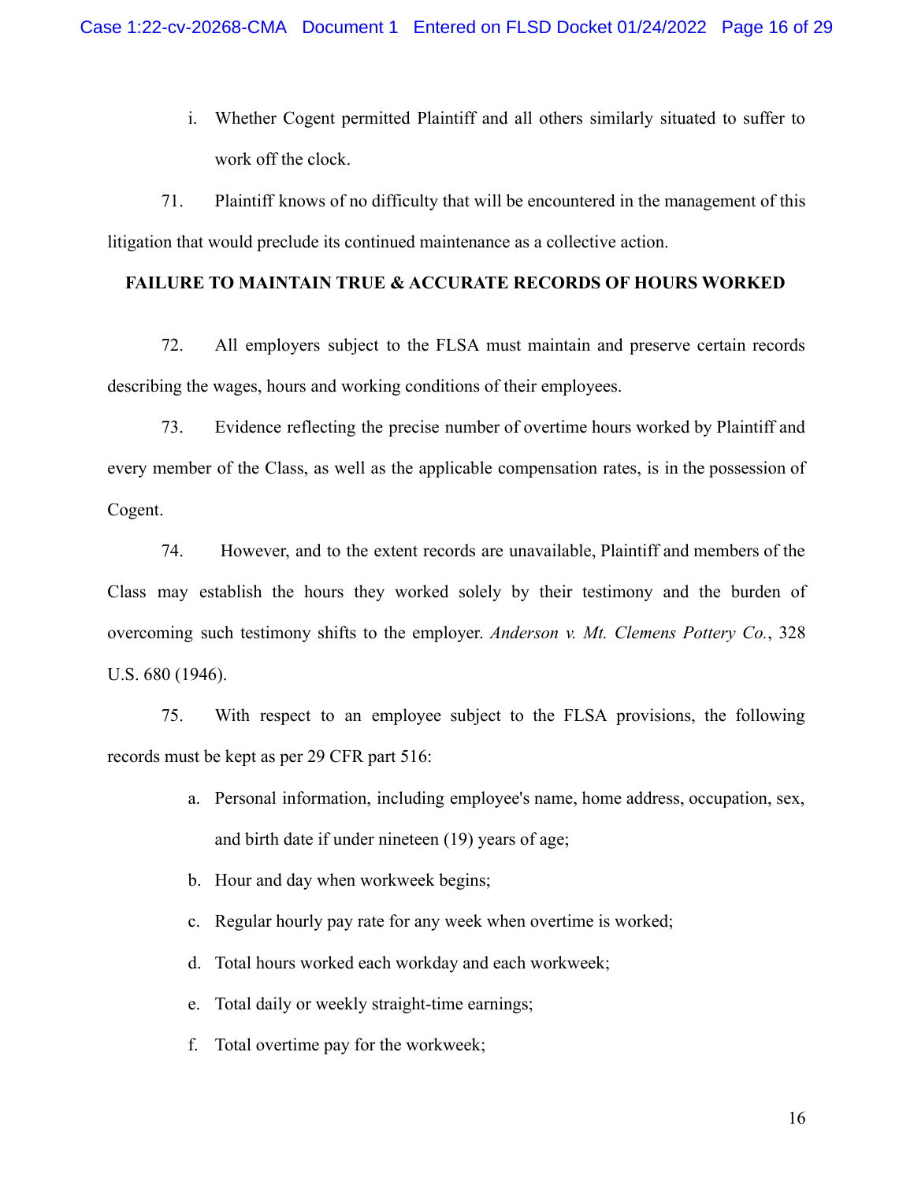i. Whether Cogent permitted Plaintiff and all others similarly situated to suffer to work off the clock.

71. Plaintiff knows of no difficulty that will be encountered in the management of this litigation that would preclude its continued maintenance as a collective action.

**FAILURE TO MAINTAIN TRUE & ACCURATE RECORDS OF HOURS WORKED**

72. All employers subject to the FLSA must maintain and preserve certain records describing the wages, hours and working conditions of their employees.

73. Evidence reflecting the precise number of overtime hours worked by Plaintiff and every member of the Class, as well as the applicable compensation rates, is in the possession of Cogent.

74. However, and to the extent records are unavailable, Plaintiff and members of the Class may establish the hours they worked solely by their testimony and the burden of overcoming such testimony shifts to the employer. *Anderson v. Mt. Clemens Pottery Co.*, 328 U.S. 680 (1946).

75. With respect to an employee subject to the FLSA provisions, the following records must be kept as per 29 CFR part 516:

a. Personal information, including employee's name, home address, occupation, sex, and birth date if under nineteen (19) years of age;

b. Hour and day when workweek begins;

c. Regular hourly pay rate for any week when overtime is worked;

d. Total hours worked each workday and each workweek;

e. Total daily or weekly straight-time earnings;

f. Total overtime pay for the workweek;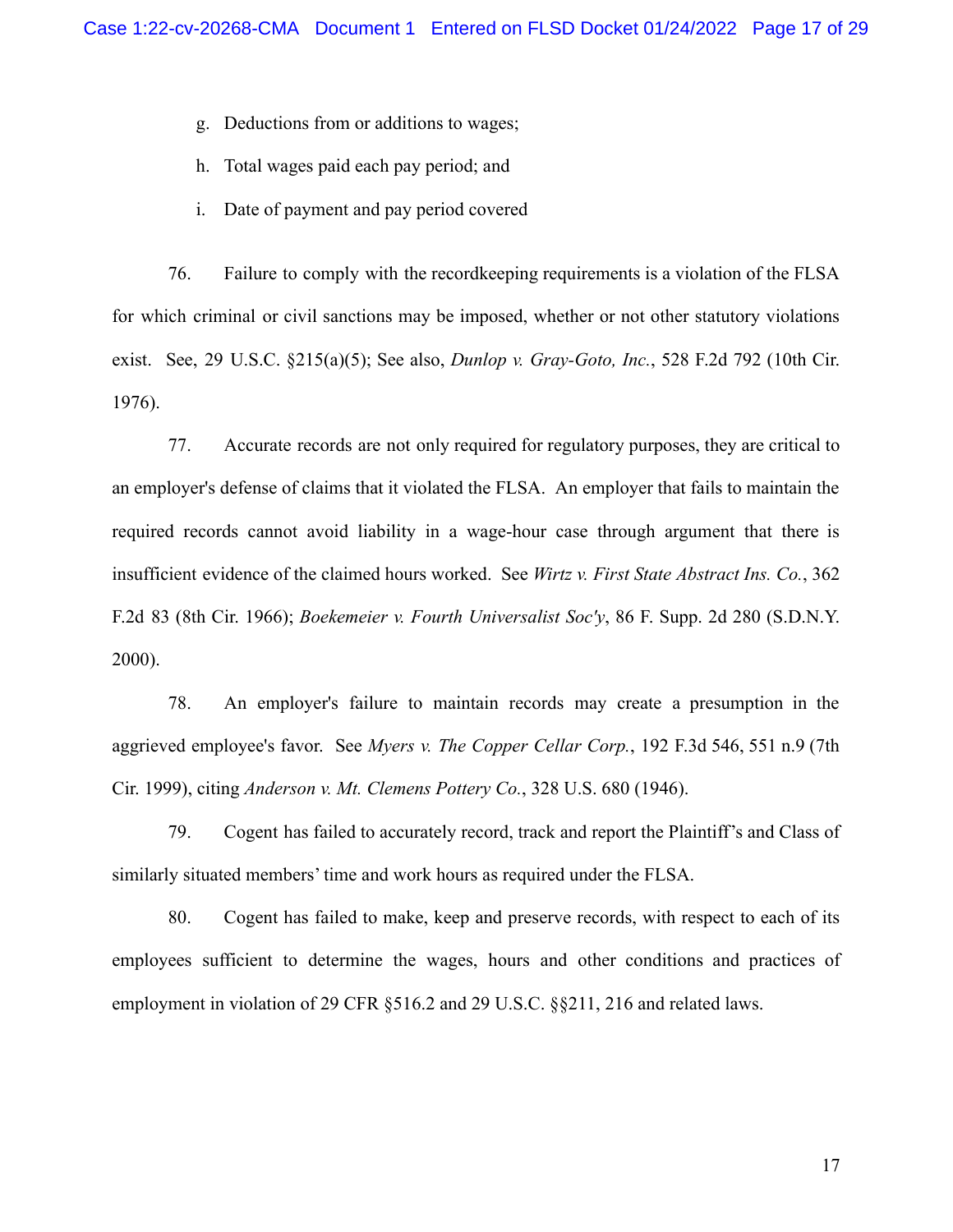g. Deductions from or additions to wages;

h. Total wages paid each pay period; and

i. Date of payment and pay period covered

76. Failure to comply with the recordkeeping requirements is a violation of the FLSA for which criminal or civil sanctions may be imposed, whether or not other statutory violations exist. See, 29 U.S.C. §215(a)(5); See also, *Dunlop v. Gray-Goto, Inc.*, 528 F.2d 792 (10th Cir. 1976).

77. Accurate records are not only required for regulatory purposes, they are critical to an employer's defense of claims that it violated the FLSA. An employer that fails to maintain the required records cannot avoid liability in a wage-hour case through argument that there is insufficient evidence of the claimed hours worked. See *Wirtz v. First State Abstract Ins. Co.*, 362 F.2d 83 (8th Cir. 1966); *Boekemeier v. Fourth Universalist Soc'y*, 86 F. Supp. 2d 280 (S.D.N.Y. 2000).

78. An employer's failure to maintain records may create a presumption in the aggrieved employee's favor. See *Myers v. The Copper Cellar Corp.*, 192 F.3d 546, 551 n.9 (7th Cir. 1999), citing *Anderson v. Mt. Clemens Pottery Co.*, 328 U.S. 680 (1946).

79. Cogent has failed to accurately record, track and report the Plaintiff's and Class of similarly situated members' time and work hours as required under the FLSA.

80. Cogent has failed to make, keep and preserve records, with respect to each of its employees sufficient to determine the wages, hours and other conditions and practices of employment in violation of 29 CFR §516.2 and 29 U.S.C. §§211, 216 and related laws.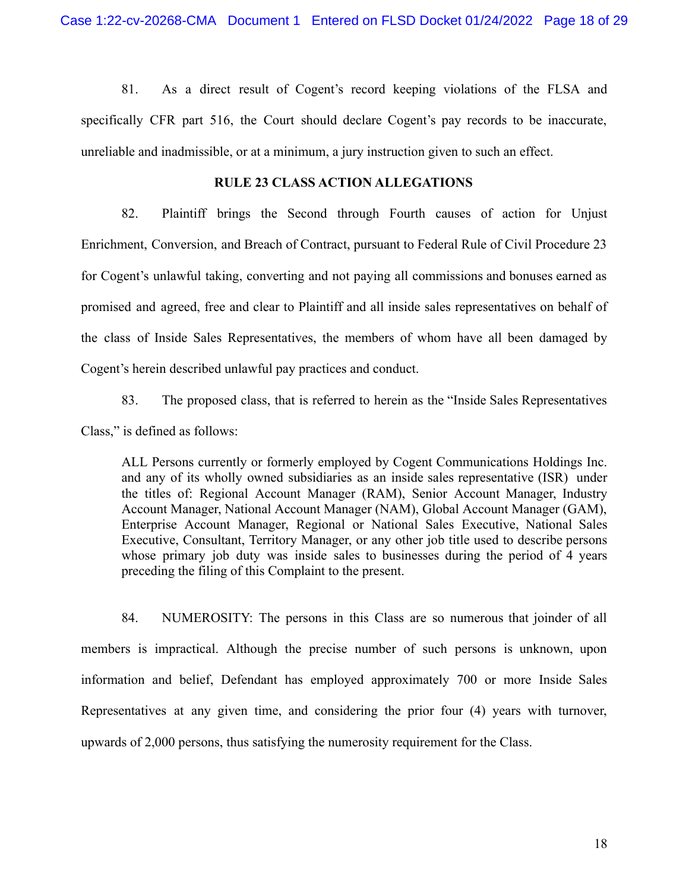81. As a direct result of Cogent's record keeping violations of the FLSA and specifically CFR part 516, the Court should declare Cogent's pay records to be inaccurate, unreliable and inadmissible, or at a minimum, a jury instruction given to such an effect.

**RULE 23 CLASS ACTION ALLEGATIONS**

82. Plaintiff brings the Second through Fourth causes of action for Unjust Enrichment, Conversion, and Breach of Contract, pursuant to Federal Rule of Civil Procedure 23 for Cogent's unlawful taking, converting and not paying all commissions and bonuses earned as promised and agreed, free and clear to Plaintiff and all inside sales representatives on behalf of the class of Inside Sales Representatives, the members of whom have all been damaged by Cogent's herein described unlawful pay practices and conduct.

83. The proposed class, that is referred to herein as the "Inside Sales Representatives Class," is defined as follows:

> ALL Persons currently or formerly employed by Cogent Communications Holdings Inc. and any of its wholly owned subsidiaries as an inside sales representative (ISR) under the titles of: Regional Account Manager (RAM), Senior Account Manager, Industry Account Manager, National Account Manager (NAM), Global Account Manager (GAM), Enterprise Account Manager, Regional or National Sales Executive, National Sales Executive, Consultant, Territory Manager, or any other job title used to describe persons whose primary job duty was inside sales to businesses during the period of 4 years preceding the filing of this Complaint to the present.

84. NUMEROSITY: The persons in this Class are so numerous that joinder of all members is impractical. Although the precise number of such persons is unknown, upon information and belief, Defendant has employed approximately 700 or more Inside Sales Representatives at any given time, and considering the prior four (4) years with turnover, upwards of 2,000 persons, thus satisfying the numerosity requirement for the Class.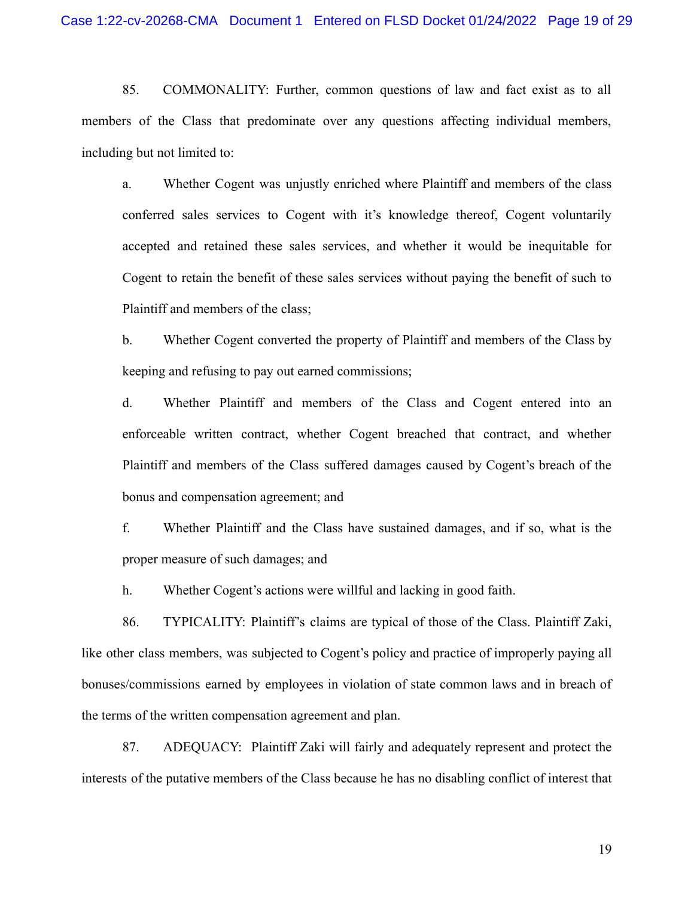85. COMMONALITY: Further, common questions of law and fact exist as to all members of the Class that predominate over any questions affecting individual members, including but not limited to:

a. Whether Cogent was unjustly enriched where Plaintiff and members of the class conferred sales services to Cogent with it's knowledge thereof, Cogent voluntarily accepted and retained these sales services, and whether it would be inequitable for Cogent to retain the benefit of these sales services without paying the benefit of such to Plaintiff and members of the class;

b. Whether Cogent converted the property of Plaintiff and members of the Class by keeping and refusing to pay out earned commissions;

d. Whether Plaintiff and members of the Class and Cogent entered into an enforceable written contract, whether Cogent breached that contract, and whether Plaintiff and members of the Class suffered damages caused by Cogent's breach of the bonus and compensation agreement; and

f. Whether Plaintiff and the Class have sustained damages, and if so, what is the proper measure of such damages; and

h. Whether Cogent's actions were willful and lacking in good faith.

86. TYPICALITY: Plaintiff's claims are typical of those of the Class. Plaintiff Zaki, like other class members, was subjected to Cogent's policy and practice of improperly paying all bonuses/commissions earned by employees in violation of state common laws and in breach of the terms of the written compensation agreement and plan.

87. ADEQUACY: Plaintiff Zaki will fairly and adequately represent and protect the interests of the putative members of the Class because he has no disabling conflict of interest that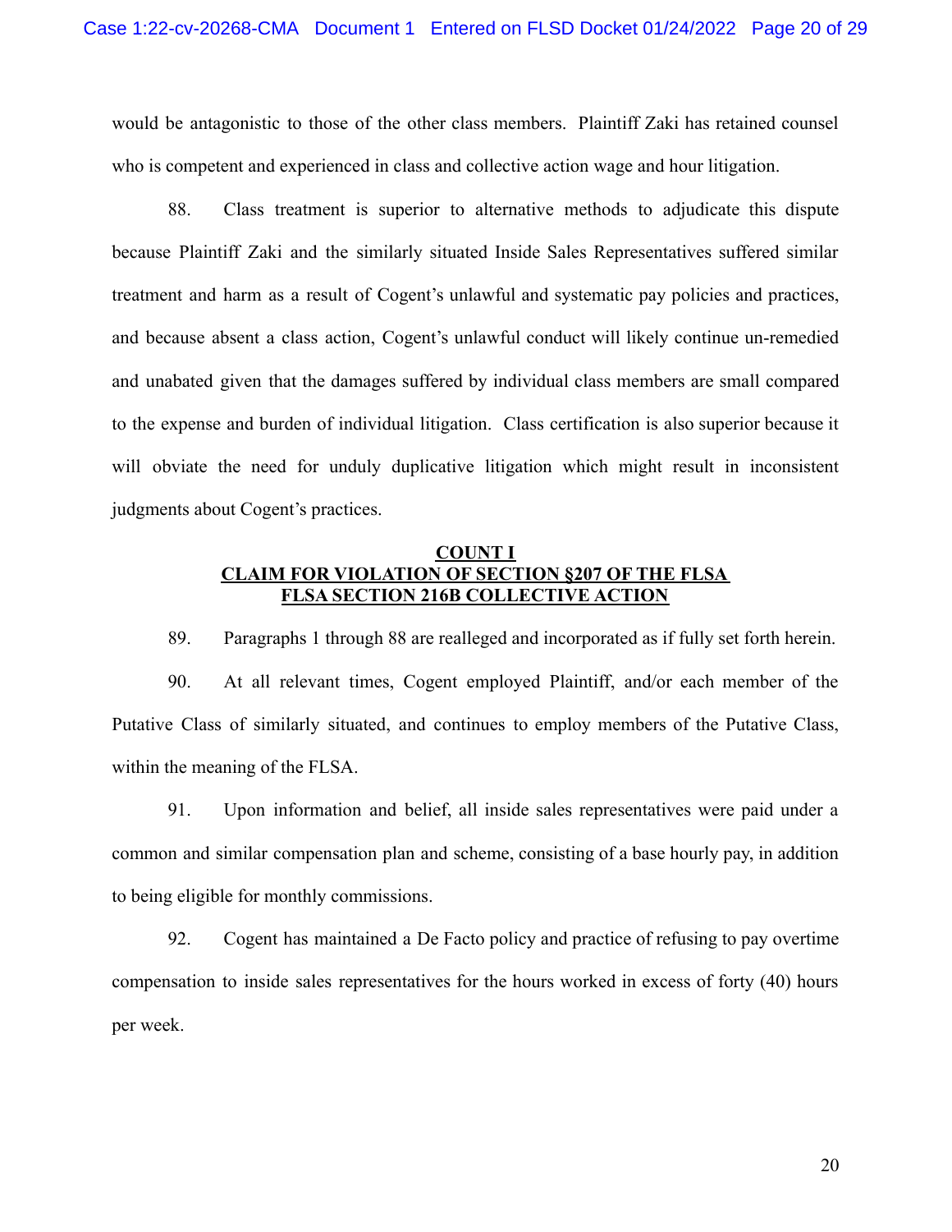would be antagonistic to those of the other class members. Plaintiff Zaki has retained counsel who is competent and experienced in class and collective action wage and hour litigation.

88. Class treatment is superior to alternative methods to adjudicate this dispute because Plaintiff Zaki and the similarly situated Inside Sales Representatives suffered similar treatment and harm as a result of Cogent's unlawful and systematic pay policies and practices, and because absent a class action, Cogent's unlawful conduct will likely continue un-remedied and unabated given that the damages suffered by individual class members are small compared to the expense and burden of individual litigation. Class certification is also superior because it will obviate the need for unduly duplicative litigation which might result in inconsistent judgments about Cogent's practices.

**COUNT I**
**CLAIM FOR VIOLATION OF SECTION §207 OF THE FLSA**
**FLSA SECTION 216B COLLECTIVE ACTION**

89. Paragraphs 1 through 88 are realleged and incorporated as if fully set forth herein.

90. At all relevant times, Cogent employed Plaintiff, and/or each member of the Putative Class of similarly situated, and continues to employ members of the Putative Class, within the meaning of the FLSA.

91. Upon information and belief, all inside sales representatives were paid under a common and similar compensation plan and scheme, consisting of a base hourly pay, in addition to being eligible for monthly commissions.

92. Cogent has maintained a De Facto policy and practice of refusing to pay overtime compensation to inside sales representatives for the hours worked in excess of forty (40) hours per week.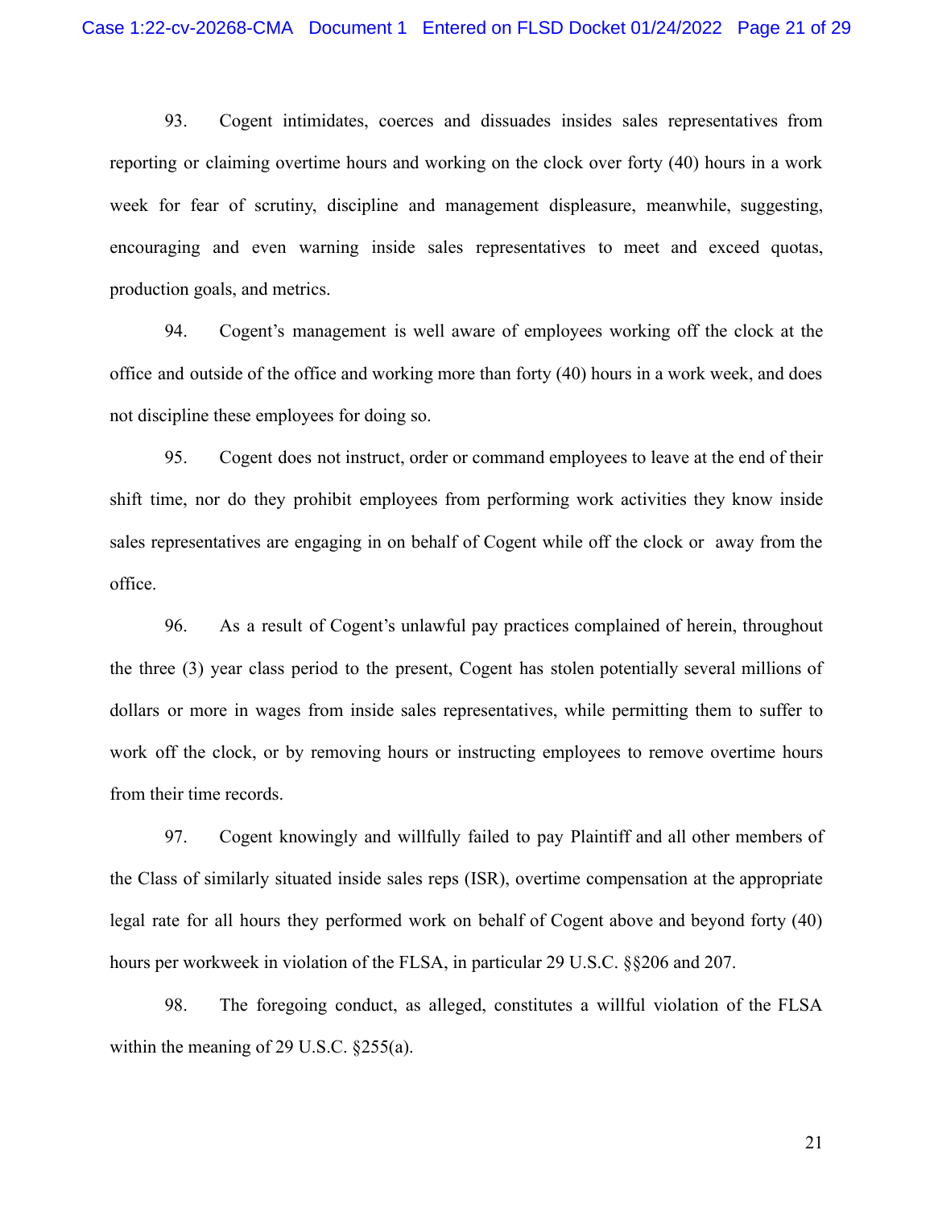93. Cogent intimidates, coerces and dissuades insides sales representatives from reporting or claiming overtime hours and working on the clock over forty (40) hours in a work week for fear of scrutiny, discipline and management displeasure, meanwhile, suggesting, encouraging and even warning inside sales representatives to meet and exceed quotas, production goals, and metrics.

94. Cogent's management is well aware of employees working off the clock at the office and outside of the office and working more than forty (40) hours in a work week, and does not discipline these employees for doing so.

95. Cogent does not instruct, order or command employees to leave at the end of their shift time, nor do they prohibit employees from performing work activities they know inside sales representatives are engaging in on behalf of Cogent while off the clock or away from the office.

96. As a result of Cogent's unlawful pay practices complained of herein, throughout the three (3) year class period to the present, Cogent has stolen potentially several millions of dollars or more in wages from inside sales representatives, while permitting them to suffer to work off the clock, or by removing hours or instructing employees to remove overtime hours from their time records.

97. Cogent knowingly and willfully failed to pay Plaintiff and all other members of the Class of similarly situated inside sales reps (ISR), overtime compensation at the appropriate legal rate for all hours they performed work on behalf of Cogent above and beyond forty (40) hours per workweek in violation of the FLSA, in particular 29 U.S.C. §§206 and 207.

98. The foregoing conduct, as alleged, constitutes a willful violation of the FLSA within the meaning of 29 U.S.C. §255(a).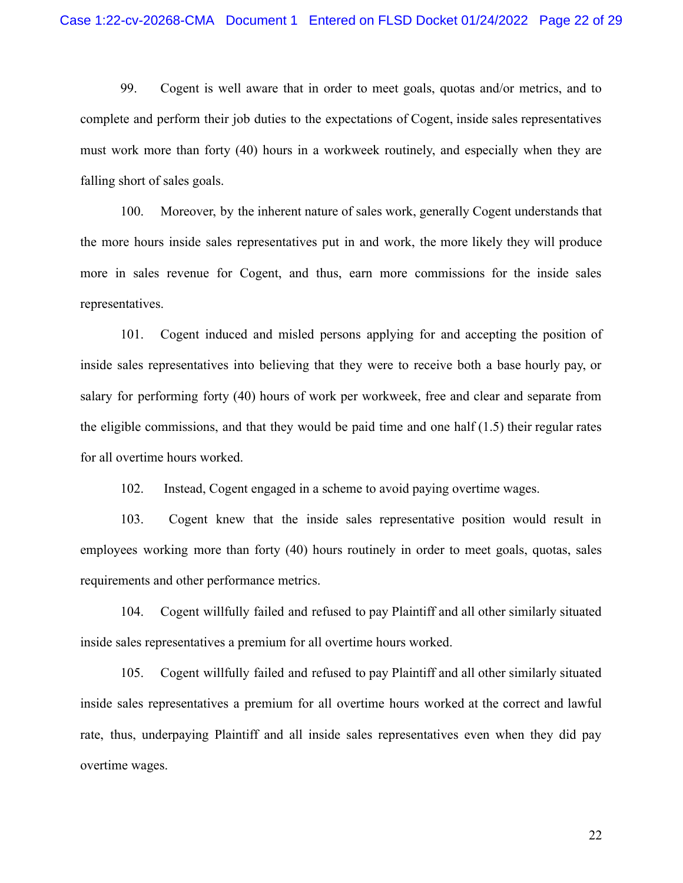99. Cogent is well aware that in order to meet goals, quotas and/or metrics, and to complete and perform their job duties to the expectations of Cogent, inside sales representatives must work more than forty (40) hours in a workweek routinely, and especially when they are falling short of sales goals.

100. Moreover, by the inherent nature of sales work, generally Cogent understands that the more hours inside sales representatives put in and work, the more likely they will produce more in sales revenue for Cogent, and thus, earn more commissions for the inside sales representatives.

101. Cogent induced and misled persons applying for and accepting the position of inside sales representatives into believing that they were to receive both a base hourly pay, or salary for performing forty (40) hours of work per workweek, free and clear and separate from the eligible commissions, and that they would be paid time and one half (1.5) their regular rates for all overtime hours worked.

102. Instead, Cogent engaged in a scheme to avoid paying overtime wages.

103. Cogent knew that the inside sales representative position would result in employees working more than forty (40) hours routinely in order to meet goals, quotas, sales requirements and other performance metrics.

104. Cogent willfully failed and refused to pay Plaintiff and all other similarly situated inside sales representatives a premium for all overtime hours worked.

105. Cogent willfully failed and refused to pay Plaintiff and all other similarly situated inside sales representatives a premium for all overtime hours worked at the correct and lawful rate, thus, underpaying Plaintiff and all inside sales representatives even when they did pay overtime wages.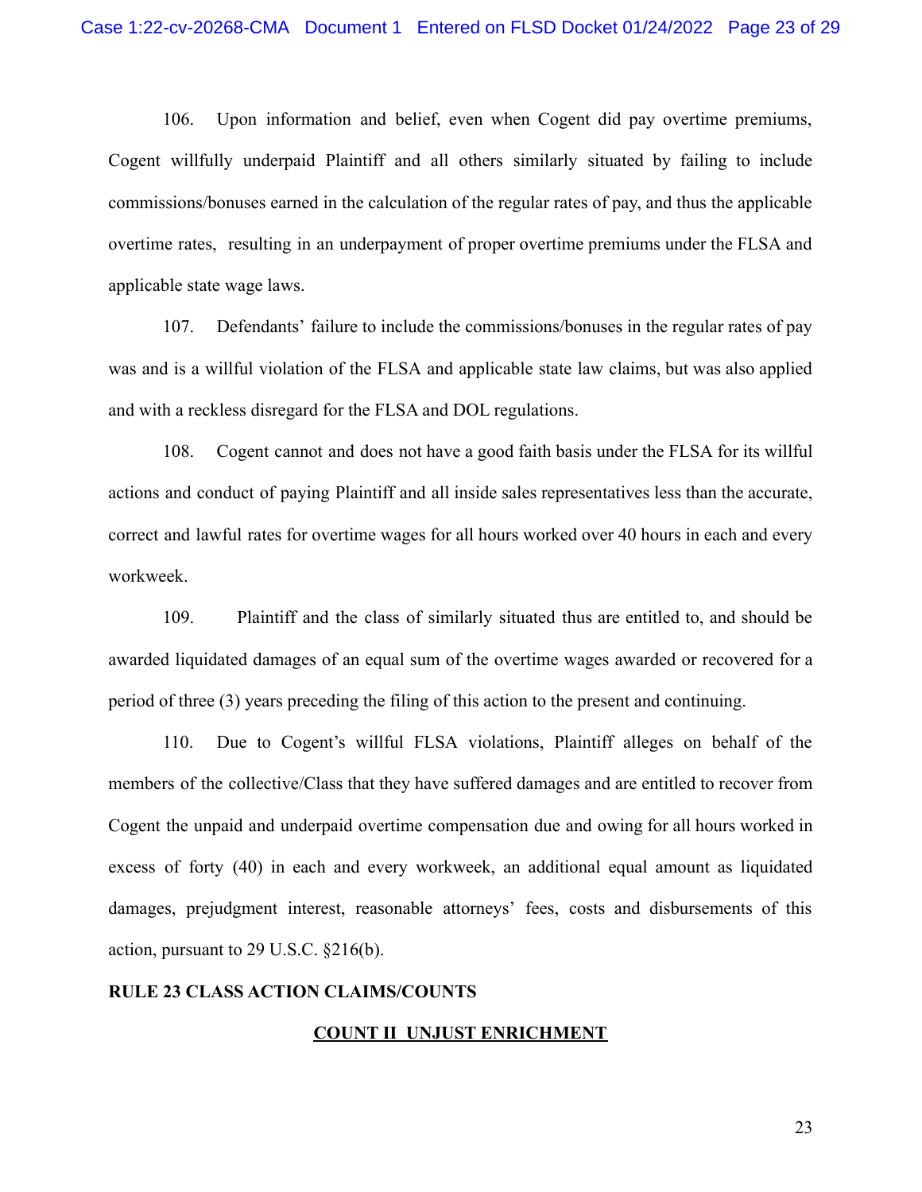106. Upon information and belief, even when Cogent did pay overtime premiums, Cogent willfully underpaid Plaintiff and all others similarly situated by failing to include commissions/bonuses earned in the calculation of the regular rates of pay, and thus the applicable overtime rates, resulting in an underpayment of proper overtime premiums under the FLSA and applicable state wage laws.

107. Defendants' failure to include the commissions/bonuses in the regular rates of pay was and is a willful violation of the FLSA and applicable state law claims, but was also applied and with a reckless disregard for the FLSA and DOL regulations.

108. Cogent cannot and does not have a good faith basis under the FLSA for its willful actions and conduct of paying Plaintiff and all inside sales representatives less than the accurate, correct and lawful rates for overtime wages for all hours worked over 40 hours in each and every workweek.

109. Plaintiff and the class of similarly situated thus are entitled to, and should be awarded liquidated damages of an equal sum of the overtime wages awarded or recovered for a period of three (3) years preceding the filing of this action to the present and continuing.

110. Due to Cogent's willful FLSA violations, Plaintiff alleges on behalf of the members of the collective/Class that they have suffered damages and are entitled to recover from Cogent the unpaid and underpaid overtime compensation due and owing for all hours worked in excess of forty (40) in each and every workweek, an additional equal amount as liquidated damages, prejudgment interest, reasonable attorneys' fees, costs and disbursements of this action, pursuant to 29 U.S.C. §216(b).

**RULE 23 CLASS ACTION CLAIMS/COUNTS**

## COUNT II UNJUST ENRICHMENT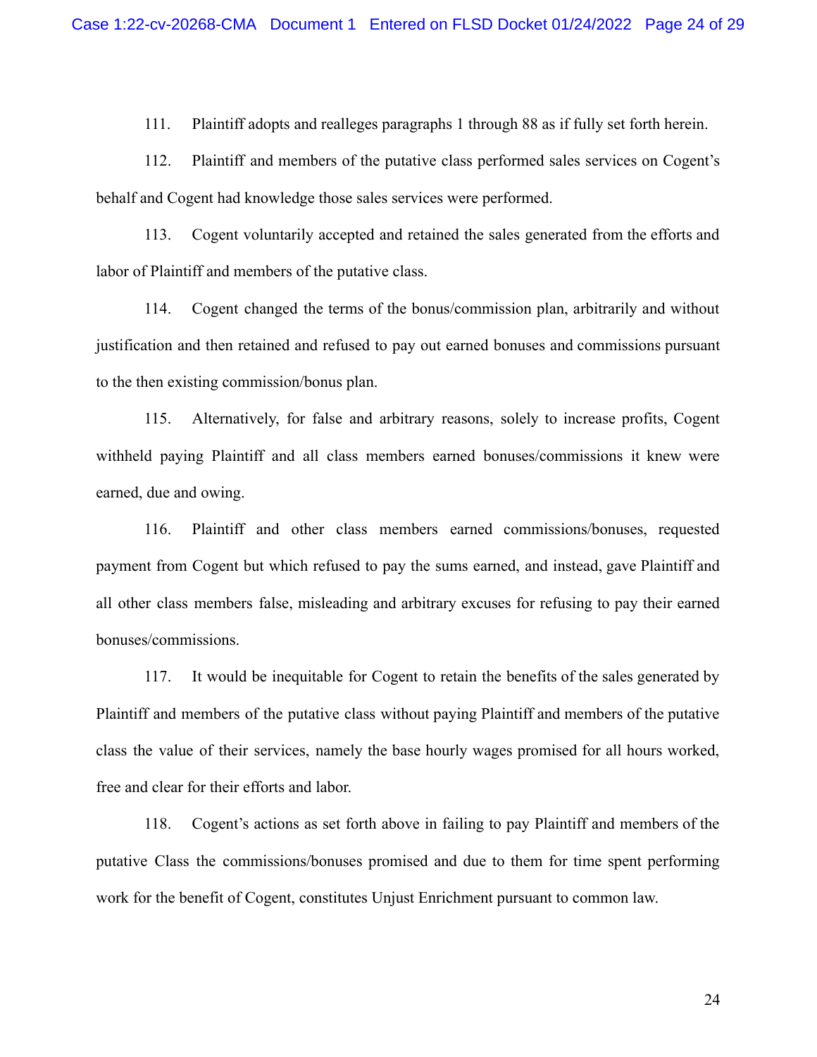111. Plaintiff adopts and realleges paragraphs 1 through 88 as if fully set forth herein.

112. Plaintiff and members of the putative class performed sales services on Cogent's behalf and Cogent had knowledge those sales services were performed.

113. Cogent voluntarily accepted and retained the sales generated from the efforts and labor of Plaintiff and members of the putative class.

114. Cogent changed the terms of the bonus/commission plan, arbitrarily and without justification and then retained and refused to pay out earned bonuses and commissions pursuant to the then existing commission/bonus plan.

115. Alternatively, for false and arbitrary reasons, solely to increase profits, Cogent withheld paying Plaintiff and all class members earned bonuses/commissions it knew were earned, due and owing.

116. Plaintiff and other class members earned commissions/bonuses, requested payment from Cogent but which refused to pay the sums earned, and instead, gave Plaintiff and all other class members false, misleading and arbitrary excuses for refusing to pay their earned bonuses/commissions.

117. It would be inequitable for Cogent to retain the benefits of the sales generated by Plaintiff and members of the putative class without paying Plaintiff and members of the putative class the value of their services, namely the base hourly wages promised for all hours worked, free and clear for their efforts and labor.

118. Cogent's actions as set forth above in failing to pay Plaintiff and members of the putative Class the commissions/bonuses promised and due to them for time spent performing work for the benefit of Cogent, constitutes Unjust Enrichment pursuant to common law.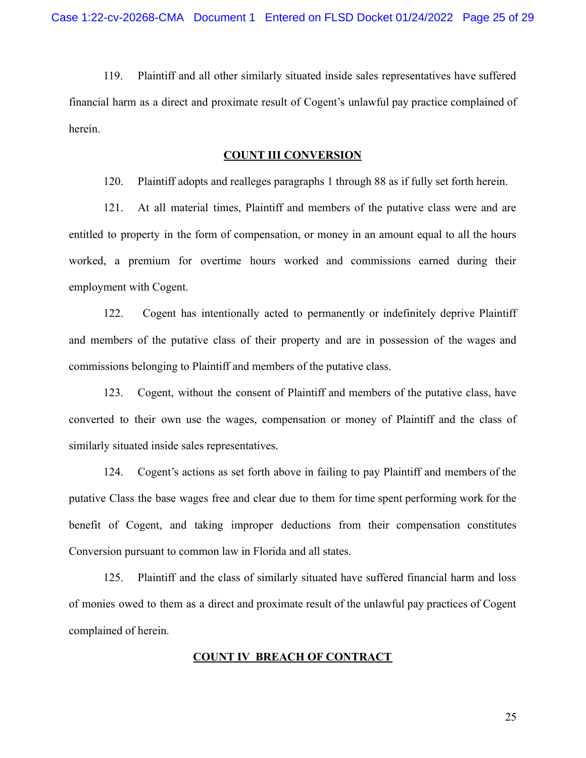119. Plaintiff and all other similarly situated inside sales representatives have suffered financial harm as a direct and proximate result of Cogent's unlawful pay practice complained of herein.

## COUNT III CONVERSION

120. Plaintiff adopts and realleges paragraphs 1 through 88 as if fully set forth herein.

121. At all material times, Plaintiff and members of the putative class were and are entitled to property in the form of compensation, or money in an amount equal to all the hours worked, a premium for overtime hours worked and commissions earned during their employment with Cogent.

122. Cogent has intentionally acted to permanently or indefinitely deprive Plaintiff and members of the putative class of their property and are in possession of the wages and commissions belonging to Plaintiff and members of the putative class.

123. Cogent, without the consent of Plaintiff and members of the putative class, have converted to their own use the wages, compensation or money of Plaintiff and the class of similarly situated inside sales representatives.

124. Cogent's actions as set forth above in failing to pay Plaintiff and members of the putative Class the base wages free and clear due to them for time spent performing work for the benefit of Cogent, and taking improper deductions from their compensation constitutes Conversion pursuant to common law in Florida and all states.

125. Plaintiff and the class of similarly situated have suffered financial harm and loss of monies owed to them as a direct and proximate result of the unlawful pay practices of Cogent complained of herein.

## COUNT IV BREACH OF CONTRACT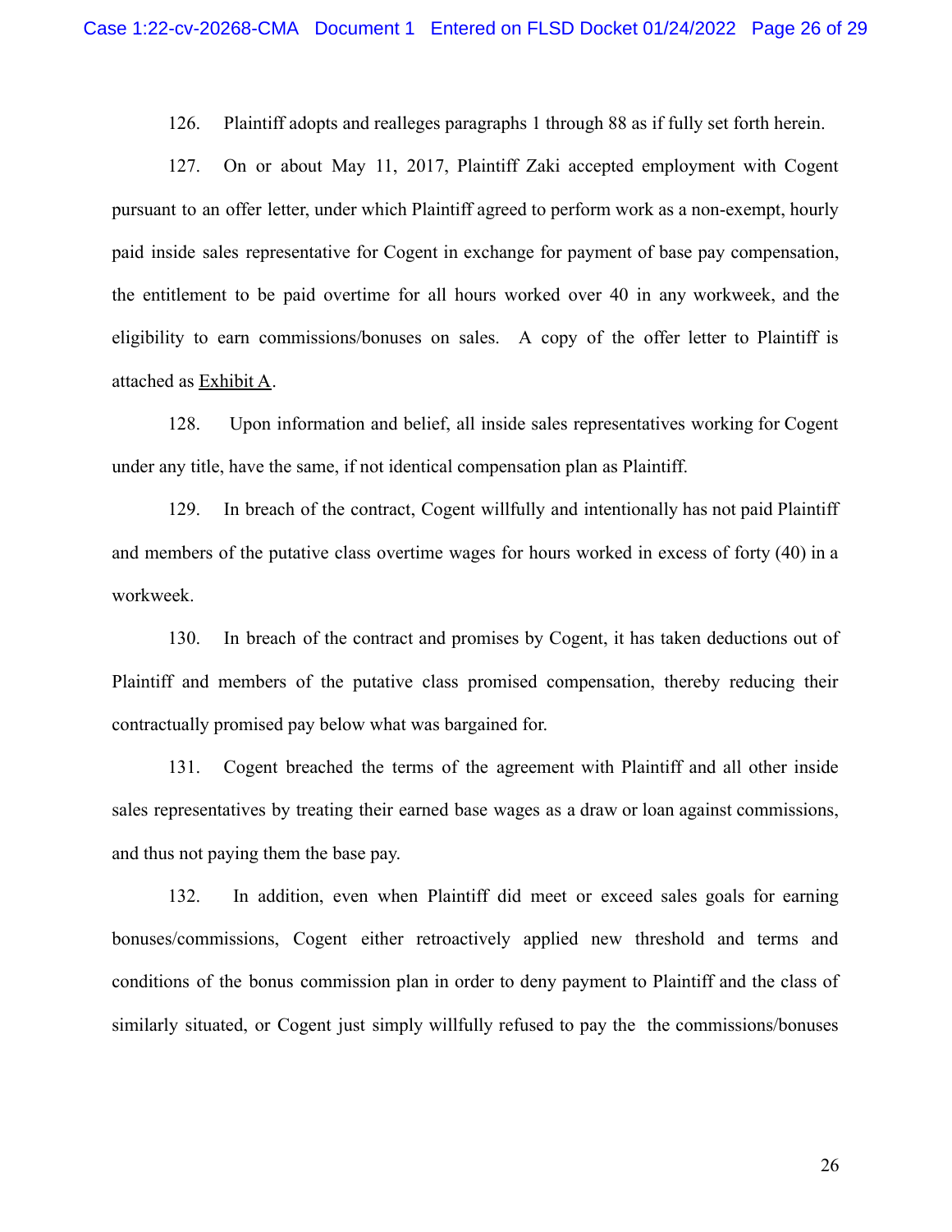126. Plaintiff adopts and realleges paragraphs 1 through 88 as if fully set forth herein.

127. On or about May 11, 2017, Plaintiff Zaki accepted employment with Cogent pursuant to an offer letter, under which Plaintiff agreed to perform work as a non-exempt, hourly paid inside sales representative for Cogent in exchange for payment of base pay compensation, the entitlement to be paid overtime for all hours worked over 40 in any workweek, and the eligibility to earn commissions/bonuses on sales. A copy of the offer letter to Plaintiff is attached as Exhibit A.

128. Upon information and belief, all inside sales representatives working for Cogent under any title, have the same, if not identical compensation plan as Plaintiff.

129. In breach of the contract, Cogent willfully and intentionally has not paid Plaintiff and members of the putative class overtime wages for hours worked in excess of forty (40) in a workweek.

130. In breach of the contract and promises by Cogent, it has taken deductions out of Plaintiff and members of the putative class promised compensation, thereby reducing their contractually promised pay below what was bargained for.

131. Cogent breached the terms of the agreement with Plaintiff and all other inside sales representatives by treating their earned base wages as a draw or loan against commissions, and thus not paying them the base pay.

132. In addition, even when Plaintiff did meet or exceed sales goals for earning bonuses/commissions, Cogent either retroactively applied new threshold and terms and conditions of the bonus commission plan in order to deny payment to Plaintiff and the class of similarly situated, or Cogent just simply willfully refused to pay the the commissions/bonuses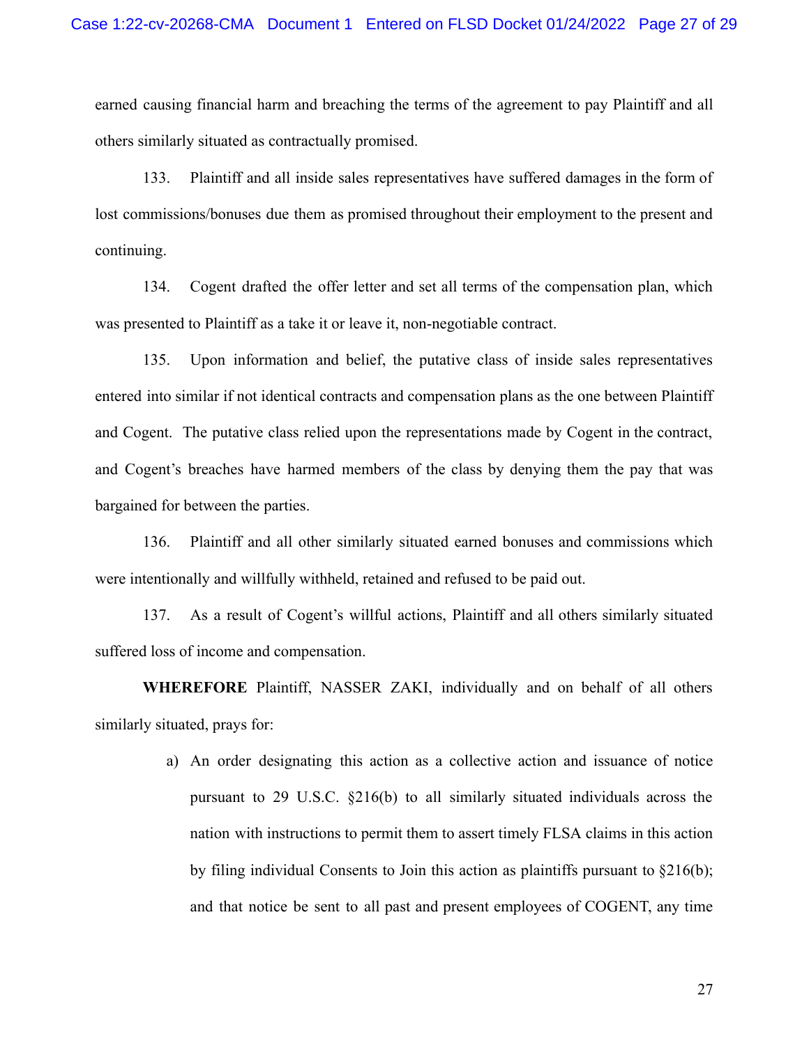earned causing financial harm and breaching the terms of the agreement to pay Plaintiff and all others similarly situated as contractually promised.

133. Plaintiff and all inside sales representatives have suffered damages in the form of lost commissions/bonuses due them as promised throughout their employment to the present and continuing.

134. Cogent drafted the offer letter and set all terms of the compensation plan, which was presented to Plaintiff as a take it or leave it, non-negotiable contract.

135. Upon information and belief, the putative class of inside sales representatives entered into similar if not identical contracts and compensation plans as the one between Plaintiff and Cogent. The putative class relied upon the representations made by Cogent in the contract, and Cogent's breaches have harmed members of the class by denying them the pay that was bargained for between the parties.

136. Plaintiff and all other similarly situated earned bonuses and commissions which were intentionally and willfully withheld, retained and refused to be paid out.

137. As a result of Cogent's willful actions, Plaintiff and all others similarly situated suffered loss of income and compensation.

**WHEREFORE** Plaintiff, NASSER ZAKI, individually and on behalf of all others similarly situated, prays for:

a) An order designating this action as a collective action and issuance of notice pursuant to 29 U.S.C. §216(b) to all similarly situated individuals across the nation with instructions to permit them to assert timely FLSA claims in this action by filing individual Consents to Join this action as plaintiffs pursuant to §216(b); and that notice be sent to all past and present employees of COGENT, any time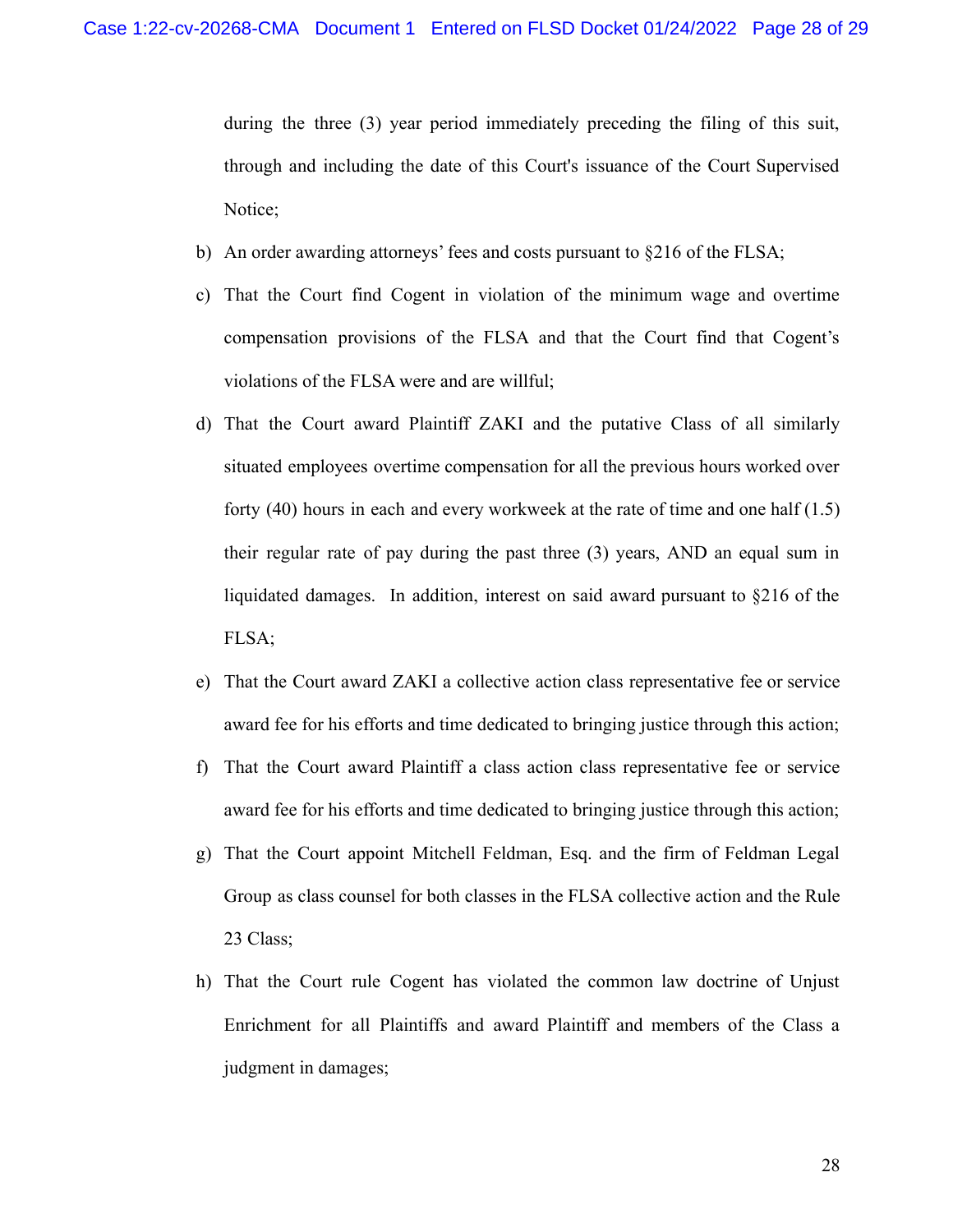during the three (3) year period immediately preceding the filing of this suit, through and including the date of this Court's issuance of the Court Supervised Notice;

b) An order awarding attorneys' fees and costs pursuant to §216 of the FLSA;

c) That the Court find Cogent in violation of the minimum wage and overtime compensation provisions of the FLSA and that the Court find that Cogent's violations of the FLSA were and are willful;

d) That the Court award Plaintiff ZAKI and the putative Class of all similarly situated employees overtime compensation for all the previous hours worked over forty (40) hours in each and every workweek at the rate of time and one half (1.5) their regular rate of pay during the past three (3) years, AND an equal sum in liquidated damages. In addition, interest on said award pursuant to §216 of the FLSA;

e) That the Court award ZAKI a collective action class representative fee or service award fee for his efforts and time dedicated to bringing justice through this action;

f) That the Court award Plaintiff a class action class representative fee or service award fee for his efforts and time dedicated to bringing justice through this action;

g) That the Court appoint Mitchell Feldman, Esq. and the firm of Feldman Legal Group as class counsel for both classes in the FLSA collective action and the Rule 23 Class;

h) That the Court rule Cogent has violated the common law doctrine of Unjust Enrichment for all Plaintiffs and award Plaintiff and members of the Class a judgment in damages;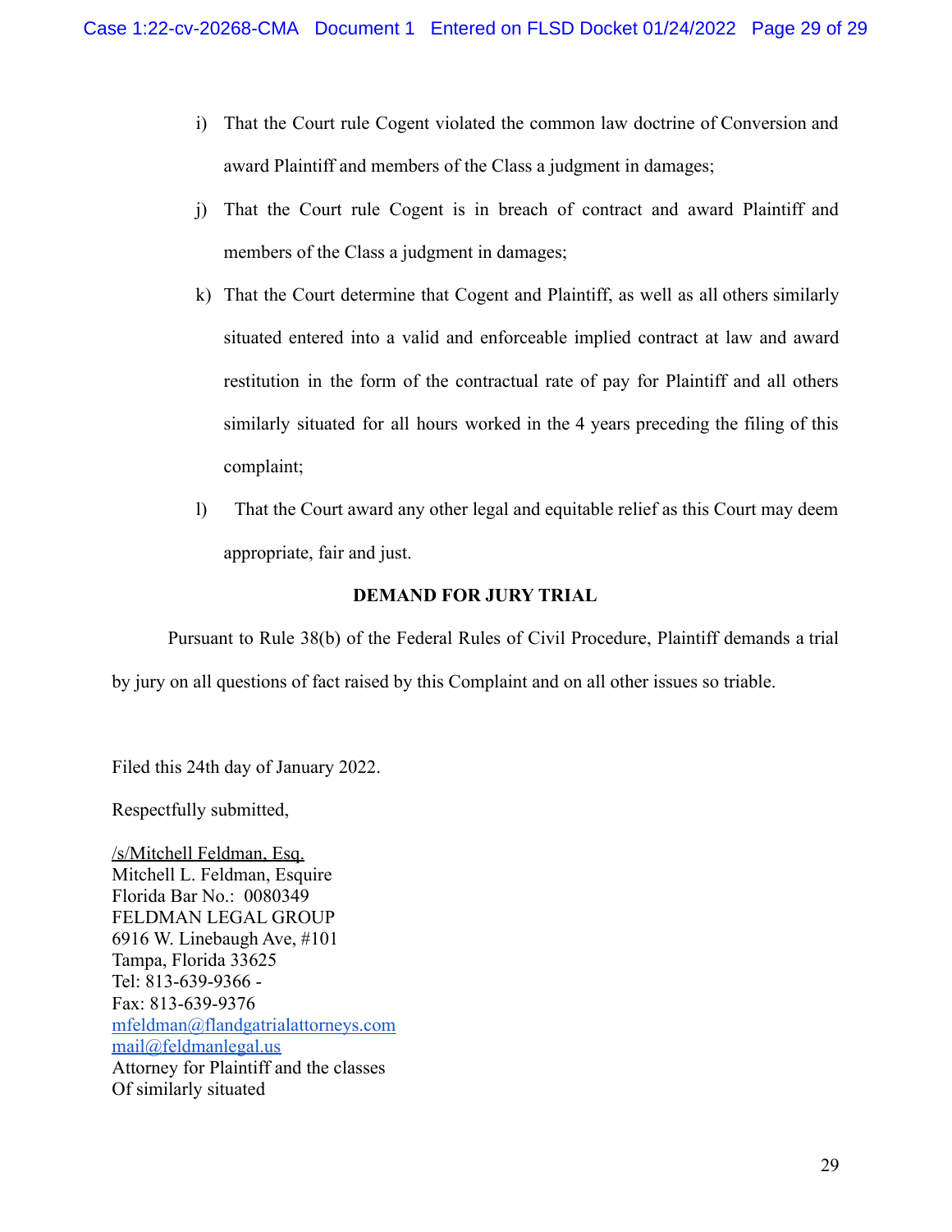i) That the Court rule Cogent violated the common law doctrine of Conversion and award Plaintiff and members of the Class a judgment in damages;

j) That the Court rule Cogent is in breach of contract and award Plaintiff and members of the Class a judgment in damages;

k) That the Court determine that Cogent and Plaintiff, as well as all others similarly situated entered into a valid and enforceable implied contract at law and award restitution in the form of the contractual rate of pay for Plaintiff and all others similarly situated for all hours worked in the 4 years preceding the filing of this complaint;

l) That the Court award any other legal and equitable relief as this Court may deem appropriate, fair and just.

**DEMAND FOR JURY TRIAL**

Pursuant to Rule 38(b) of the Federal Rules of Civil Procedure, Plaintiff demands a trial by jury on all questions of fact raised by this Complaint and on all other issues so triable.

Filed this 24th day of January 2022.

Respectfully submitted,

/s/Mitchell Feldman, Esq.
Mitchell L. Feldman, Esquire
Florida Bar No.: 0080349
FELDMAN LEGAL GROUP
6916 W. Linebaugh Ave, #101
Tampa, Florida 33625
Tel: 813-639-9366 -
Fax: 813-639-9376
mfeldman@flandgatrialattorneys.com
mail@feldmanlegal.us
Attorney for Plaintiff and the classes
Of similarly situated